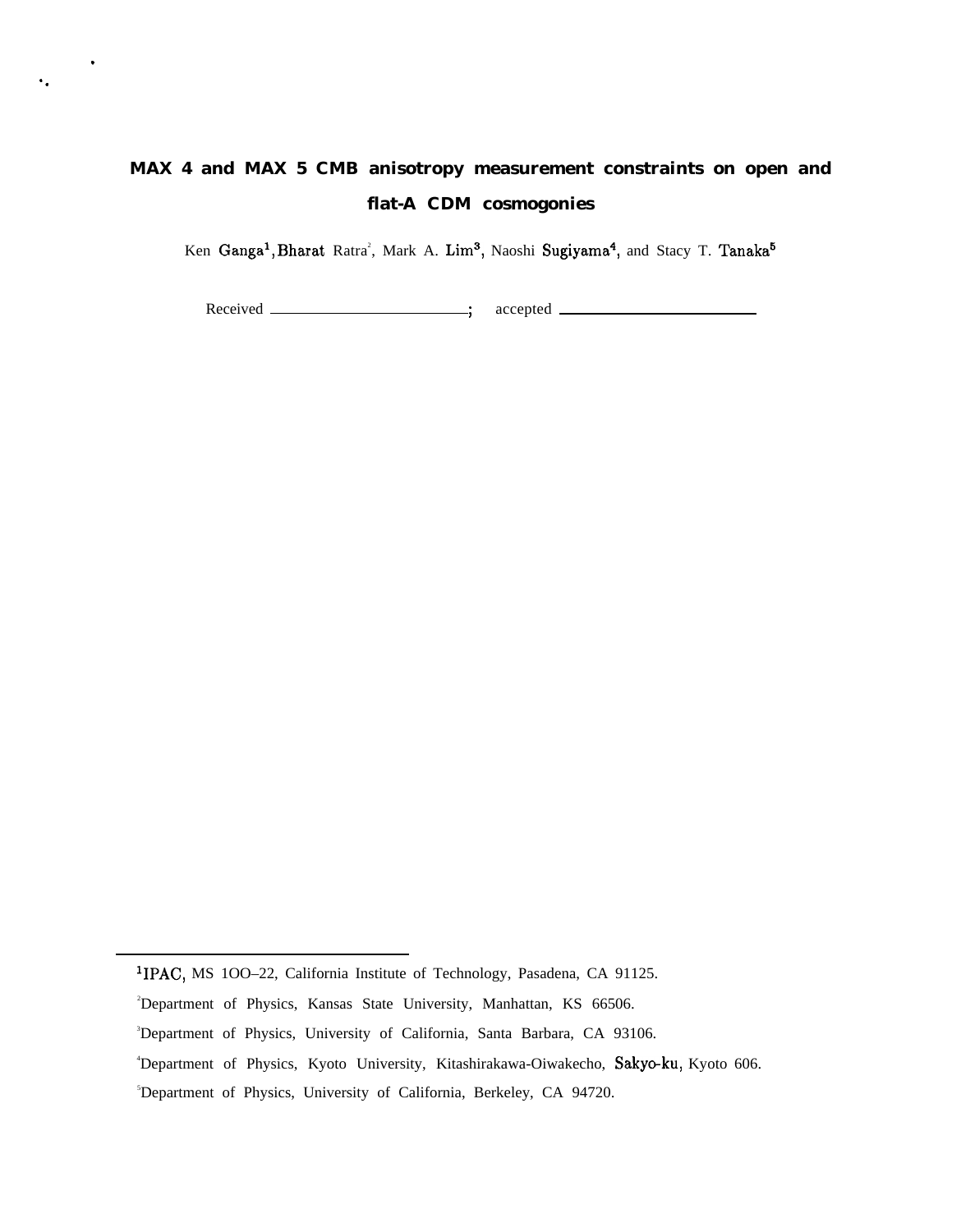# MAX 4 and MAX 5 CMB anisotropy measurement constraints on open and flat-Λ CDM cosmogonies

Ken Ganga[1], Bharat Ratra[2], Mark A. Lim[3], Naoshi Sugiyama[4], and Stacy T. Tanaka[5]

Received \_\_\_\_\_\_\_\_\_\_\_\_\_\_\_\_\_\_\_\_; accepted \_\_\_\_\_\_\_\_\_\_\_\_\_\_\_\_\_\_\_\_

---

[1] IPAC, MS 100–22, California Institute of Technology, Pasadena, CA 91125.

[2] Department of Physics, Kansas State University, Manhattan, KS 66506.

[3] Department of Physics, University of California, Santa Barbara, CA 93106.

[4] Department of Physics, Kyoto University, Kitashirakawa-Oiwakecho, Sakyo-ku, Kyoto 606.

[5] Department of Physics, University of California, Berkeley, CA 94720.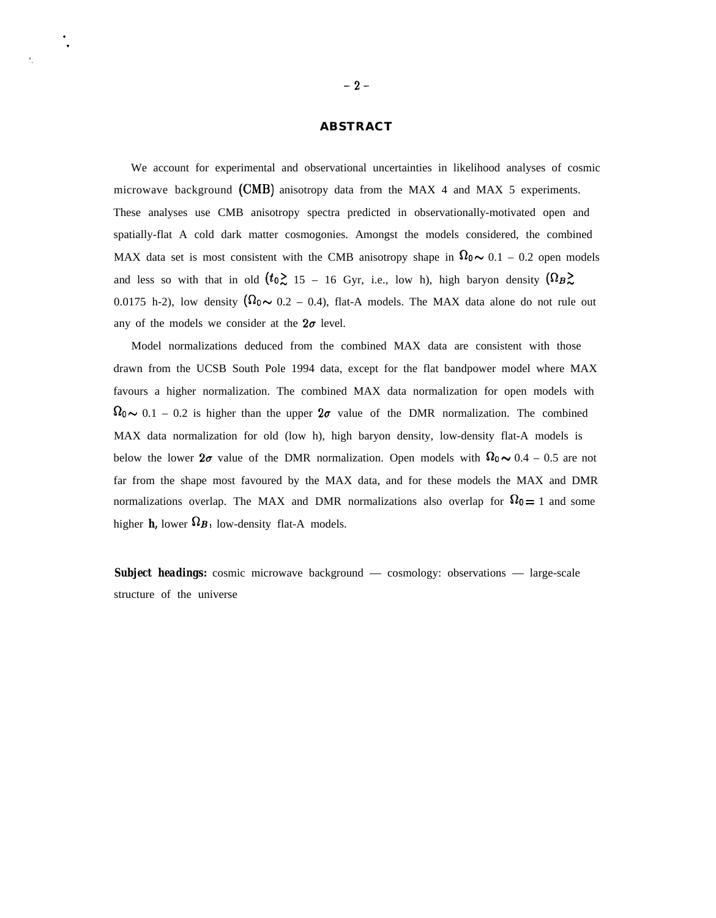## ABSTRACT

We account for experimental and observational uncertainties in likelihood analyses of cosmic microwave background (CMB) anisotropy data from the MAX 4 and MAX 5 experiments. These analyses use CMB anisotropy spectra predicted in observationally-motivated open and spatially-flat Λ cold dark matter cosmogonies. Amongst the models considered, the combined MAX data set is most consistent with the CMB anisotropy shape in $\Omega_0 \sim 0.1 - 0.2$ open models and less so with that in old ($t_0 \gtrsim 15 - 16$ Gyr, i.e., low h), high baryon density ($\Omega_B \gtrsim 0.0175\ h^{-2}$), low density ($\Omega_0 \sim 0.2 - 0.4$), flat-Λ models. The MAX data alone do not rule out any of the models we consider at the $2\sigma$ level.

Model normalizations deduced from the combined MAX data are consistent with those drawn from the UCSB South Pole 1994 data, except for the flat bandpower model where MAX favours a higher normalization. The combined MAX data normalization for open models with $\Omega_0 \sim 0.1 - 0.2$ is higher than the upper $2\sigma$ value of the DMR normalization. The combined MAX data normalization for old (low h), high baryon density, low-density flat-Λ models is below the lower $2\sigma$ value of the DMR normalization. Open models with $\Omega_0 \sim 0.4 - 0.5$ are not far from the shape most favoured by the MAX data, and for these models the MAX and DMR normalizations overlap. The MAX and DMR normalizations also overlap for $\Omega_0 = 1$ and some higher **h,** lower $\Omega_B$, low-density flat-Λ models.

**Subject headings:** cosmic microwave background — cosmology: observations — large-scale structure of the universe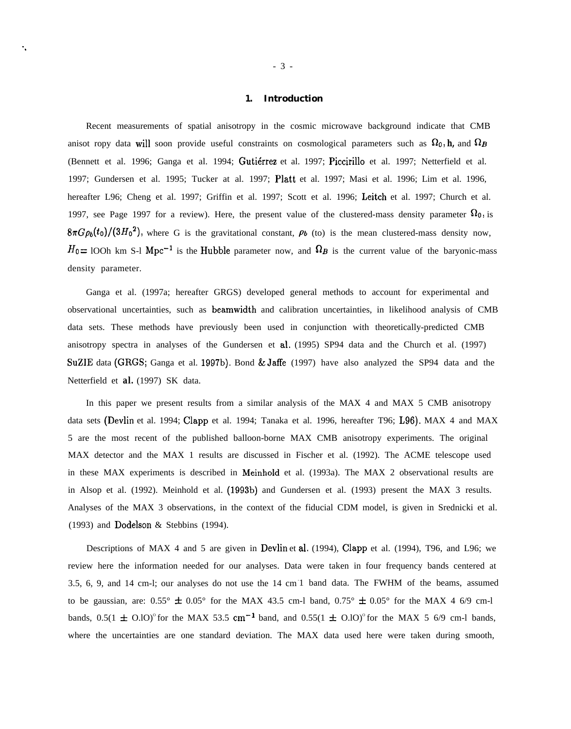## 1. Introduction

Recent measurements of spatial anisotropy in the cosmic microwave background indicate that CMB anisot ropy data will soon provide useful constraints on cosmological parameters such as $\Omega_0$, h, and $\Omega_B$ (Bennett et al. 1996; Ganga et al. 1994; Gutiérrez et al. 1997; Piccirillo et al. 1997; Netterfield et al. 1997; Gundersen et al. 1995; Tucker at al. 1997; Platt et al. 1997; Masi et al. 1996; Lim et al. 1996, hereafter L96; Cheng et al. 1997; Griffin et al. 1997; Scott et al. 1996; Leitch et al. 1997; Church et al. 1997, see Page 1997 for a review). Here, the present value of the clustered-mass density parameter $\Omega_0$, is $8\pi G\rho_b(t_0)/(3{H_0}^2)$, where G is the gravitational constant, $\rho_b$ (to) is the mean clustered-mass density now, $H_0 =$ lOOh km S-l $\mathrm{Mpc}^{-1}$ is the Hubble parameter now, and $\Omega_B$ is the current value of the baryonic-mass density parameter.

Ganga et al. (1997a; hereafter GRGS) developed general methods to account for experimental and observational uncertainties, such as beamwidth and calibration uncertainties, in likelihood analysis of CMB data sets. These methods have previously been used in conjunction with theoretically-predicted CMB anisotropy spectra in analyses of the Gundersen et al. (1995) SP94 data and the Church et al. (1997) SuZIE data (GRGS; Ganga et al. 1997b). Bond & Jaffe (1997) have also analyzed the SP94 data and the Netterfield et al. (1997) SK data.

In this paper we present results from a similar analysis of the MAX 4 and MAX 5 CMB anisotropy data sets (Devlin et al. 1994; Clapp et al. 1994; Tanaka et al. 1996, hereafter T96; L96). MAX 4 and MAX 5 are the most recent of the published balloon-borne MAX CMB anisotropy experiments. The original MAX detector and the MAX 1 results are discussed in Fischer et al. (1992). The ACME telescope used in these MAX experiments is described in Meinhold et al. (1993a). The MAX 2 observational results are in Alsop et al. (1992). Meinhold et al. (1993b) and Gundersen et al. (1993) present the MAX 3 results. Analyses of the MAX 3 observations, in the context of the fiducial CDM model, is given in Srednicki et al. (1993) and Dodelson & Stebbins (1994).

Descriptions of MAX 4 and 5 are given in Devlin et al. (1994), Clapp et al. (1994), T96, and L96; we review here the information needed for our analyses. Data were taken in four frequency bands centered at 3.5, 6, 9, and 14 cm-l; our analyses do not use the 14 cm-1 band data. The FWHM of the beams, assumed to be gaussian, are: 0.55° ± 0.05° for the MAX 43.5 cm-l band, 0.75° ± 0.05° for the MAX 4 6/9 cm-l bands, 0.5(1 ± O.lO)° for the MAX 53.5 $\mathrm{cm}^{-1}$ band, and 0.55(1 ± O.lO)° for the MAX 5 6/9 cm-l bands, where the uncertainties are one standard deviation. The MAX data used here were taken during smooth,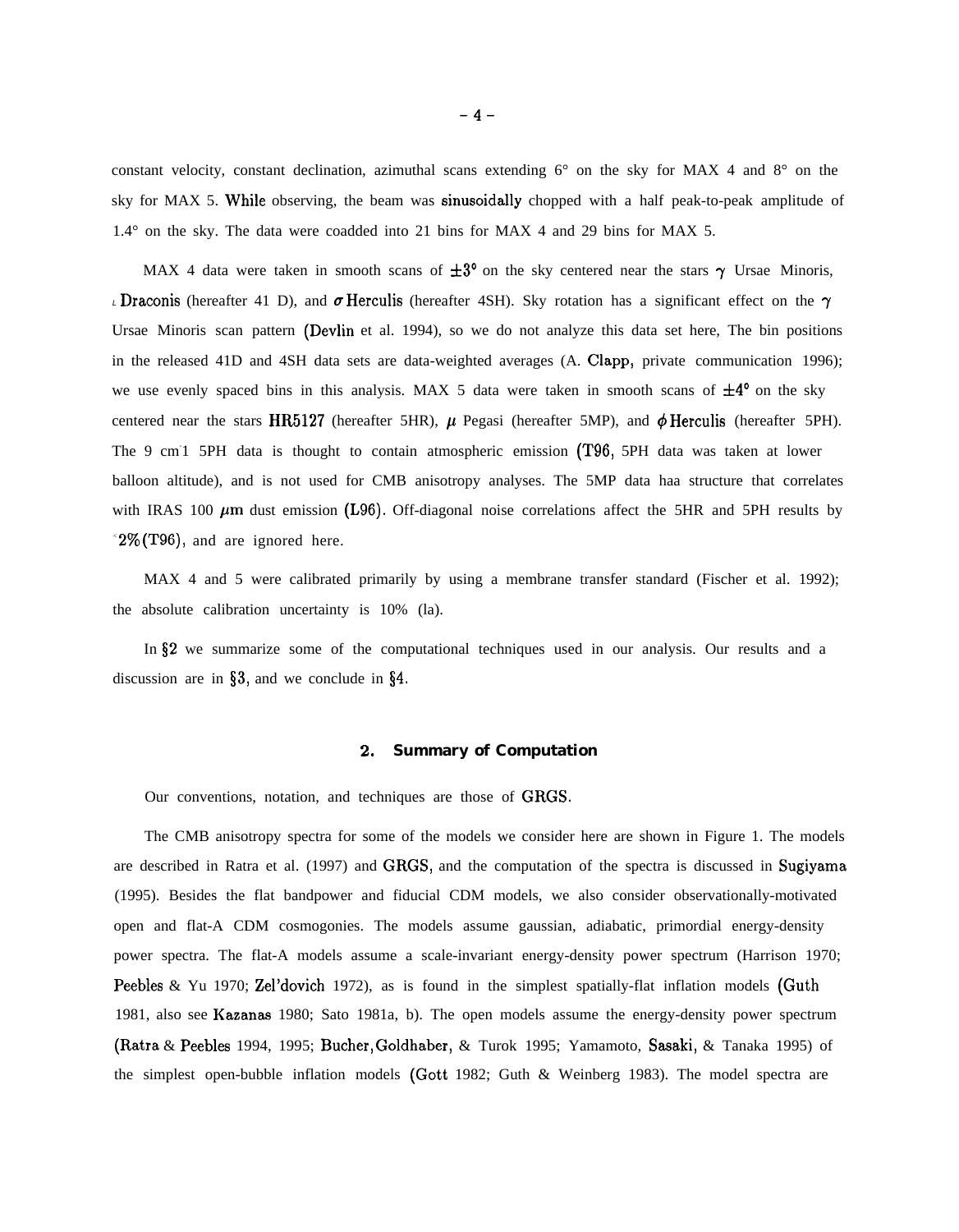constant velocity, constant declination, azimuthal scans extending 6° on the sky for MAX 4 and 8° on the sky for MAX 5. While observing, the beam was sinusoidally chopped with a half peak-to-peak amplitude of 1.4° on the sky. The data were coadded into 21 bins for MAX 4 and 29 bins for MAX 5.

MAX 4 data were taken in smooth scans of $\pm 3°$ on the sky centered near the stars $\gamma$ Ursae Minoris, $\iota$ Draconis (hereafter 41 D), and $\sigma$ Herculis (hereafter 4SH). Sky rotation has a significant effect on the $\gamma$ Ursae Minoris scan pattern (Devlin et al. 1994), so we do not analyze this data set here, The bin positions in the released 41D and 4SH data sets are data-weighted averages (A. Clapp, private communication 1996); we use evenly spaced bins in this analysis. MAX 5 data were taken in smooth scans of $\pm 4°$ on the sky centered near the stars HR5127 (hereafter 5HR), $\mu$ Pegasi (hereafter 5MP), and $\phi$ Herculis (hereafter 5PH). The 9 $cm^{-1}$ 5PH data is thought to contain atmospheric emission (T96, 5PH data was taken at lower balloon altitude), and is not used for CMB anisotropy analyses. The 5MP data haa structure that correlates with IRAS 100 $\mu$m dust emission (L96). Off-diagonal noise correlations affect the 5HR and 5PH results by ~2% (T96), and are ignored here.

MAX 4 and 5 were calibrated primarily by using a membrane transfer standard (Fischer et al. 1992); the absolute calibration uncertainty is 10% (1σ).

In §2 we summarize some of the computational techniques used in our analysis. Our results and a discussion are in §3, and we conclude in §4.

## 2. Summary of Computation

Our conventions, notation, and techniques are those of GRGS.

The CMB anisotropy spectra for some of the models we consider here are shown in Figure 1. The models are described in Ratra et al. (1997) and GRGS, and the computation of the spectra is discussed in Sugiyama (1995). Besides the flat bandpower and fiducial CDM models, we also consider observationally-motivated open and flat-Λ CDM cosmogonies. The models assume gaussian, adiabatic, primordial energy-density power spectra. The flat-Λ models assume a scale-invariant energy-density power spectrum (Harrison 1970; Peebles & Yu 1970; Zel'dovich 1972), as is found in the simplest spatially-flat inflation models (Guth 1981, also see Kazanas 1980; Sato 1981a, b). The open models assume the energy-density power spectrum (Ratra & Peebles 1994, 1995; Bucher, Goldhaber, & Turok 1995; Yamamoto, Sasaki, & Tanaka 1995) of the simplest open-bubble inflation models (Gott 1982; Guth & Weinberg 1983). The model spectra are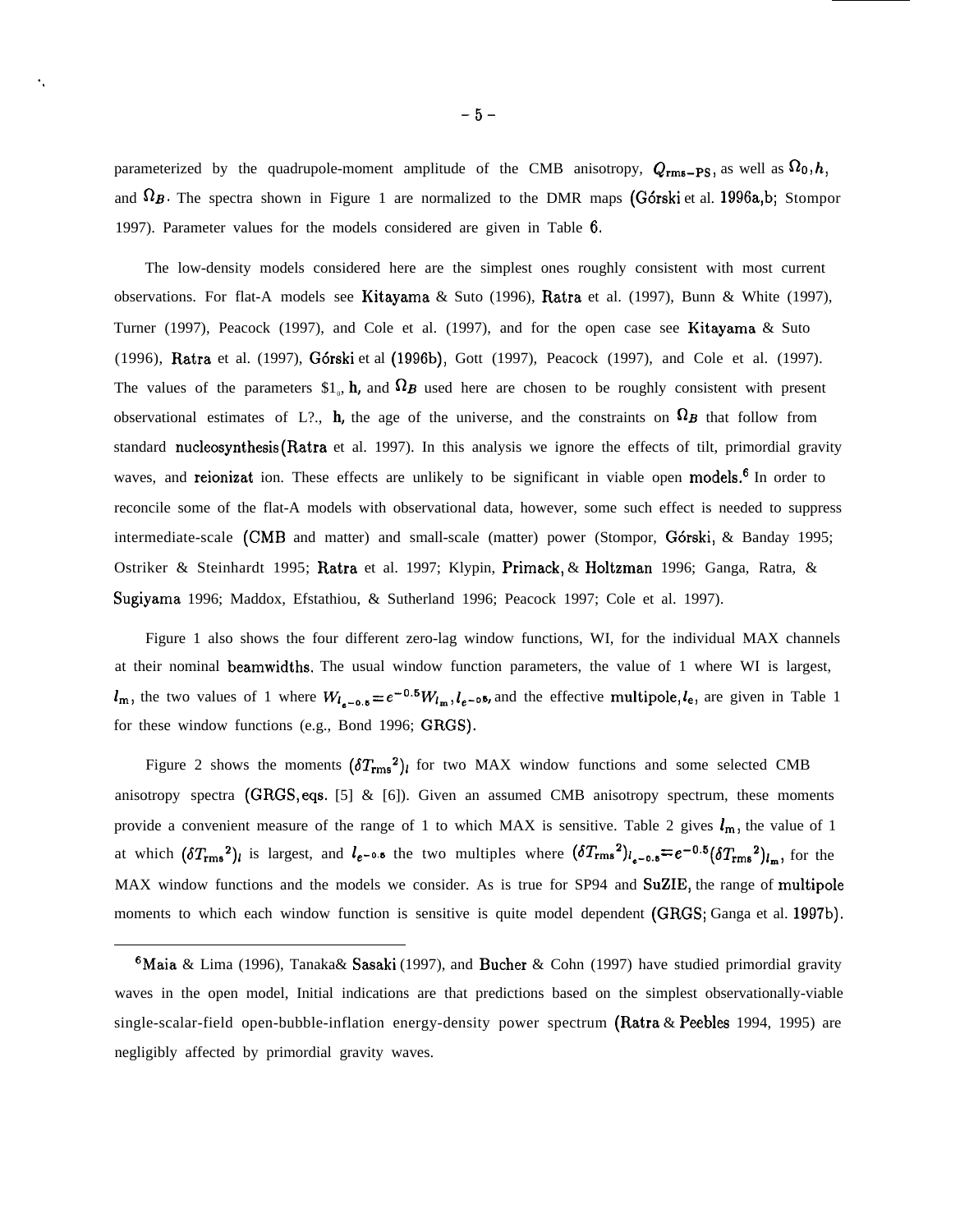parameterized by the quadrupole-moment amplitude of the CMB anisotropy, $Q_{\rm rms-PS}$, as well as $\Omega_0, h$, and $\Omega_B$. The spectra shown in Figure 1 are normalized to the DMR maps (Górski et al. 1996a,b; Stompor 1997). Parameter values for the models considered are given in Table 6.

The low-density models considered here are the simplest ones roughly consistent with most current observations. For flat-Λ models see Kitayama & Suto (1996), Ratra et al. (1997), Bunn & White (1997), Turner (1997), Peacock (1997), and Cole et al. (1997), and for the open case see Kitayama & Suto (1996), Ratra et al. (1997), Górski et al (1996b), Gott (1997), Peacock (1997), and Cole et al. (1997). The values of the parameters $\Omega_0$, $h$, and $\Omega_B$ used here are chosen to be roughly consistent with present observational estimates of $\Omega_0$, $h$, the age of the universe, and the constraints on $\Omega_B$ that follow from standard nucleosynthesis (Ratra et al. 1997). In this analysis we ignore the effects of tilt, primordial gravity waves, and reionization. These effects are unlikely to be significant in viable open models.[6] In order to reconcile some of the flat-Λ models with observational data, however, some such effect is needed to suppress intermediate-scale (CMB and matter) and small-scale (matter) power (Stompor, Górski, & Banday 1995; Ostriker & Steinhardt 1995; Ratra et al. 1997; Klypin, Primack, & Holtzman 1996; Ganga, Ratra, & Sugiyama 1996; Maddox, Efstathiou, & Sutherland 1996; Peacock 1997; Cole et al. 1997).

Figure 1 also shows the four different zero-lag window functions, $W_l$, for the individual MAX channels at their nominal beamwidths. The usual window function parameters, the value of $l$ where $W_l$ is largest, $l_{\rm m}$, the two values of $l$ where $W_{l_{e^{-0.5}}} = e^{-0.5} W_{l_{\rm m}}$, $l_{e^{-0.5}}$, and the effective multipole, $l_e$, are given in Table 1 for these window functions (e.g., Bond 1996; GRGS).

Figure 2 shows the moments $(\delta T_{\rm rms}{}^2)_l$ for two MAX window functions and some selected CMB anisotropy spectra (GRGS, eqs. [5] & [6]). Given an assumed CMB anisotropy spectrum, these moments provide a convenient measure of the range of $l$ to which MAX is sensitive. Table 2 gives $l_{\rm m}$, the value of $l$ at which $(\delta T_{\rm rms}{}^2)_l$ is largest, and $l_{e^{-0.5}}$ the two multiples where $(\delta T_{\rm rms}{}^2)_{l_{e^{-0.5}}} = e^{-0.5} (\delta T_{\rm rms}{}^2)_{l_{\rm m}}$, for the MAX window functions and the models we consider. As is true for SP94 and SuZIE, the range of multipole moments to which each window function is sensitive is quite model dependent (GRGS; Ganga et al. 1997b).

---

[6] Maia & Lima (1996), Tanaka & Sasaki (1997), and Bucher & Cohn (1997) have studied primordial gravity waves in the open model, Initial indications are that predictions based on the simplest observationally-viable single-scalar-field open-bubble-inflation energy-density power spectrum (Ratra & Peebles 1994, 1995) are negligibly affected by primordial gravity waves.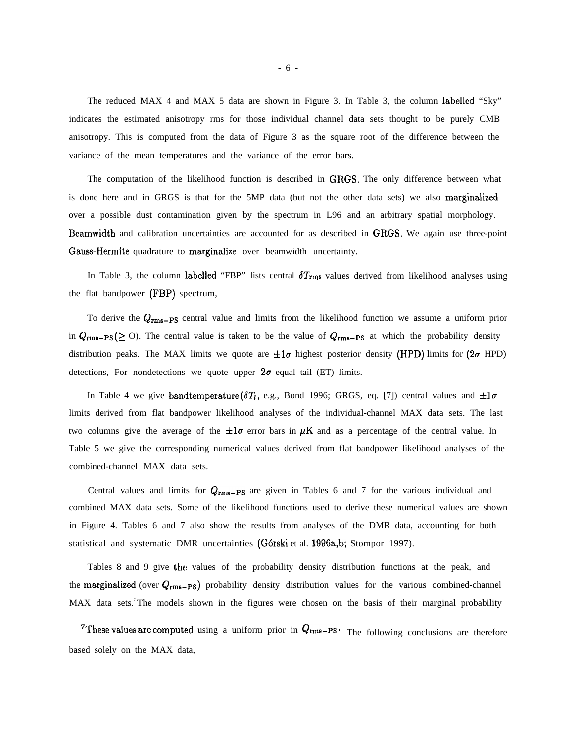The reduced MAX 4 and MAX 5 data are shown in Figure 3. In Table 3, the column labelled "Sky" indicates the estimated anisotropy rms for those individual channel data sets thought to be purely CMB anisotropy. This is computed from the data of Figure 3 as the square root of the difference between the variance of the mean temperatures and the variance of the error bars.

The computation of the likelihood function is described in GRGS. The only difference between what is done here and in GRGS is that for the 5MP data (but not the other data sets) we also marginalized over a possible dust contamination given by the spectrum in L96 and an arbitrary spatial morphology. Beamwidth and calibration uncertainties are accounted for as described in GRGS. We again use three-point Gauss-Hermite quadrature to marginalize over beamwidth uncertainty.

In Table 3, the column labelled "FBP" lists central $\delta T_{\rm rms}$ values derived from likelihood analyses using the flat bandpower (FBP) spectrum,

To derive the $Q_{\rm rms-PS}$ central value and limits from the likelihood function we assume a uniform prior in $Q_{\rm rms-PS}$ ($\geq$ O). The central value is taken to be the value of $Q_{\rm rms-PS}$ at which the probability density distribution peaks. The MAX limits we quote are $\pm 1\sigma$ highest posterior density (HPD) limits for ($2\sigma$ HPD) detections, For nondetections we quote upper $2\sigma$ equal tail (ET) limits.

In Table 4 we give bandtemperature ($\delta T_l$, e.g., Bond 1996; GRGS, eq. [7]) central values and $\pm 1\sigma$ limits derived from flat bandpower likelihood analyses of the individual-channel MAX data sets. The last two columns give the average of the $\pm 1\sigma$ error bars in $\mu$K and as a percentage of the central value. In Table 5 we give the corresponding numerical values derived from flat bandpower likelihood analyses of the combined-channel MAX data sets.

Central values and limits for $Q_{\rm rms-PS}$ are given in Tables 6 and 7 for the various individual and combined MAX data sets. Some of the likelihood functions used to derive these numerical values are shown in Figure 4. Tables 6 and 7 also show the results from analyses of the DMR data, accounting for both statistical and systematic DMR uncertainties (Górski et al. 1996a,b; Stompor 1997).

Tables 8 and 9 give the values of the probability density distribution functions at the peak, and the marginalized (over $Q_{\rm rms-PS}$) probability density distribution values for the various combined-channel MAX data sets.[7] The models shown in the figures were chosen on the basis of their marginal probability

---

[7]These values are computed using a uniform prior in $Q_{\rm rms-PS}$. The following conclusions are therefore based solely on the MAX data,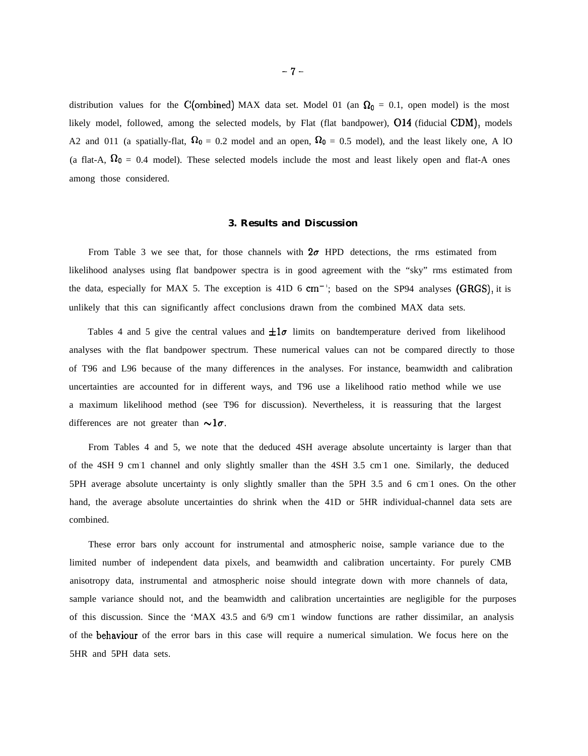distribution values for the C(ombined) MAX data set. Model 01 (an $\Omega_0$ = 0.1, open model) is the most likely model, followed, among the selected models, by Flat (flat bandpower), O14 (fiducial CDM), models A2 and 011 (a spatially-flat, $\Omega_0$ = 0.2 model and an open, $\Omega_0$ = 0.5 model), and the least likely one, A lO (a flat-A, $\Omega_0$ = 0.4 model). These selected models include the most and least likely open and flat-A ones among those considered.

### 3. Results and Discussion

From Table 3 we see that, for those channels with $2\sigma$ HPD detections, the rms estimated from likelihood analyses using flat bandpower spectra is in good agreement with the "sky" rms estimated from the data, especially for MAX 5. The exception is 41D 6 $\mathrm{cm}^{-1}$; based on the SP94 analyses (GRGS), it is unlikely that this can significantly affect conclusions drawn from the combined MAX data sets.

Tables 4 and 5 give the central values and $\pm 1\sigma$ limits on bandtemperature derived from likelihood analyses with the flat bandpower spectrum. These numerical values can not be compared directly to those of T96 and L96 because of the many differences in the analyses. For instance, beamwidth and calibration uncertainties are accounted for in different ways, and T96 use a likelihood ratio method while we use a maximum likelihood method (see T96 for discussion). Nevertheless, it is reassuring that the largest differences are not greater than $\sim 1\sigma$.

From Tables 4 and 5, we note that the deduced 4SH average absolute uncertainty is larger than that of the 4SH 9 $\mathrm{cm}^{-1}$ channel and only slightly smaller than the 4SH 3.5 $\mathrm{cm}^{-1}$ one. Similarly, the deduced 5PH average absolute uncertainty is only slightly smaller than the 5PH 3.5 and 6 $\mathrm{cm}^{-1}$ ones. On the other hand, the average absolute uncertainties do shrink when the 41D or 5HR individual-channel data sets are combined.

These error bars only account for instrumental and atmospheric noise, sample variance due to the limited number of independent data pixels, and beamwidth and calibration uncertainty. For purely CMB anisotropy data, instrumental and atmospheric noise should integrate down with more channels of data, sample variance should not, and the beamwidth and calibration uncertainties are negligible for the purposes of this discussion. Since the 'MAX 43.5 and 6/9 $\mathrm{cm}^{-1}$ window functions are rather dissimilar, an analysis of the behaviour of the error bars in this case will require a numerical simulation. We focus here on the 5HR and 5PH data sets.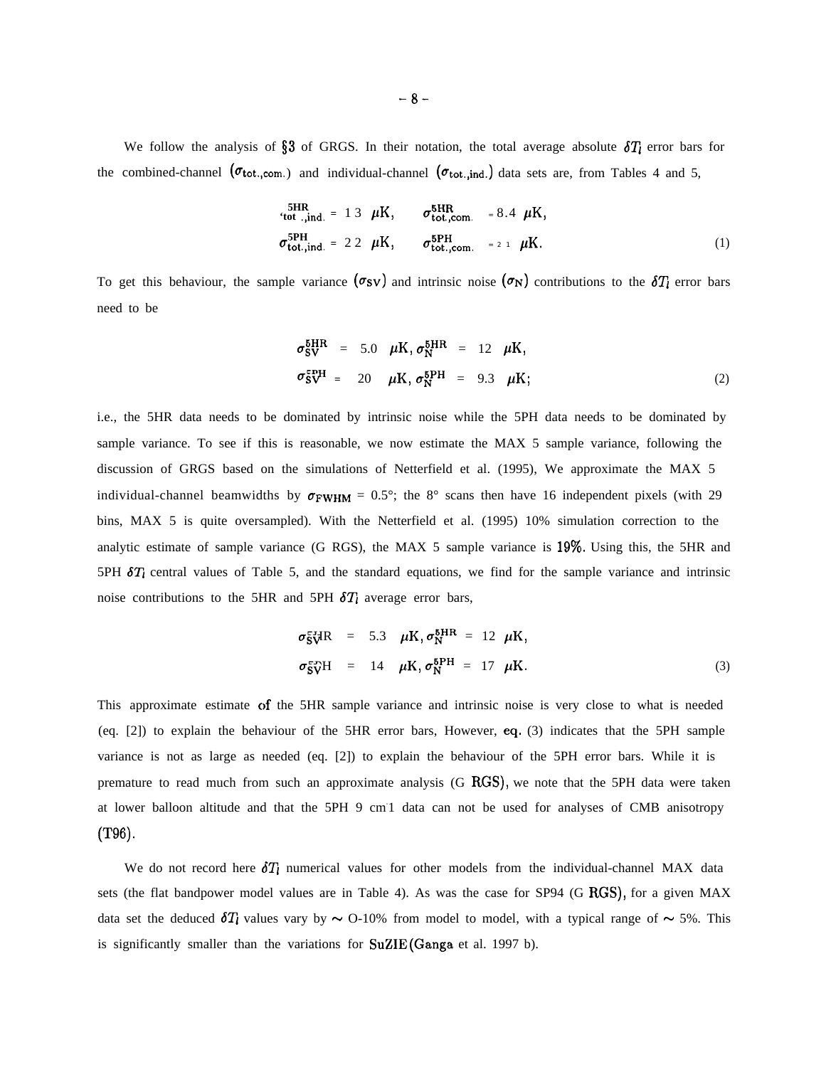We follow the analysis of §3 of GRGS. In their notation, the total average absolute $\delta T_l$ error bars for the combined-channel ($\sigma_{\rm tot.,com.}$) and individual-channel ($\sigma_{\rm tot.,ind.}$) data sets are, from Tables 4 and 5,

$$
\begin{aligned}
\sigma^{\rm 5HR}_{\rm tot.,ind.} &= 13\ \mu{\rm K}, \qquad \sigma^{\rm 5HR}_{\rm tot.,com.} = 8.4\ \mu{\rm K}, \\
\sigma^{\rm 5PH}_{\rm tot.,ind.} &= 22\ \mu{\rm K}, \qquad \sigma^{\rm 5PH}_{\rm tot.,com.} = 21\ \mu{\rm K}.
\end{aligned} \tag{1}
$$

To get this behaviour, the sample variance ($\sigma_{\rm SV}$) and intrinsic noise ($\sigma_{\rm N}$) contributions to the $\delta T_l$ error bars need to be

$$
\begin{aligned}
\sigma^{\rm 5HR}_{\rm SV} &= 5.0\ \mu{\rm K}, \sigma^{\rm 5HR}_{\rm N} = 12\ \mu{\rm K}, \\
\sigma^{\rm 5PH}_{\rm SV} &= 20\ \mu{\rm K}, \sigma^{\rm 5PH}_{\rm N} = 9.3\ \mu{\rm K};
\end{aligned} \tag{2}
$$

i.e., the 5HR data needs to be dominated by intrinsic noise while the 5PH data needs to be dominated by sample variance. To see if this is reasonable, we now estimate the MAX 5 sample variance, following the discussion of GRGS based on the simulations of Netterfield et al. (1995), We approximate the MAX 5 individual-channel beamwidths by $\sigma_{\rm FWHM}$ = 0.5°; the 8° scans then have 16 independent pixels (with 29 bins, MAX 5 is quite oversampled). With the Netterfield et al. (1995) 10% simulation correction to the analytic estimate of sample variance (G RGS), the MAX 5 sample variance is 19%. Using this, the 5HR and 5PH $\delta T_l$ central values of Table 5, and the standard equations, we find for the sample variance and intrinsic noise contributions to the 5HR and 5PH $\delta T_l$ average error bars,

$$
\begin{aligned}
\sigma^{\rm 5HR}_{\rm SV} &= 5.3\ \mu{\rm K}, \sigma^{\rm 5HR}_{\rm N} = 12\ \mu{\rm K}, \\
\sigma^{\rm 5PH}_{\rm SV} &= 14\ \mu{\rm K}, \sigma^{\rm 5PH}_{\rm N} = 17\ \mu{\rm K}.
\end{aligned} \tag{3}
$$

This approximate estimate of the 5HR sample variance and intrinsic noise is very close to what is needed (eq. [2]) to explain the behaviour of the 5HR error bars, However, eq. (3) indicates that the 5PH sample variance is not as large as needed (eq. [2]) to explain the behaviour of the 5PH error bars. While it is premature to read much from such an approximate analysis (G RGS), we note that the 5PH data were taken at lower balloon altitude and that the 5PH 9 cm$^{-1}$ data can not be used for analyses of CMB anisotropy (T96).

We do not record here $\delta T_l$ numerical values for other models from the individual-channel MAX data sets (the flat bandpower model values are in Table 4). As was the case for SP94 (G RGS), for a given MAX data set the deduced $\delta T_l$ values vary by ~ 0-10% from model to model, with a typical range of ~ 5%. This is significantly smaller than the variations for SuZIE (Ganga et al. 1997 b).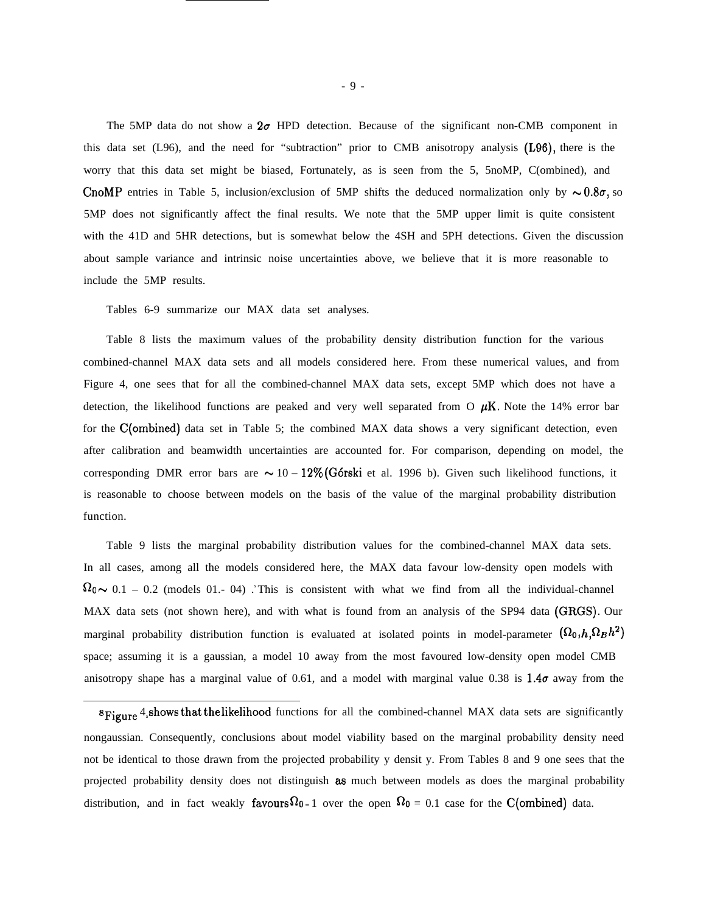The 5MP data do not show a $2\sigma$ HPD detection. Because of the significant non-CMB component in this data set (L96), and the need for "subtraction" prior to CMB anisotropy analysis (L96), there is the worry that this data set might be biased, Fortunately, as is seen from the 5, 5noMP, C(ombined), and CnoMP entries in Table 5, inclusion/exclusion of 5MP shifts the deduced normalization only by $\sim 0.8\sigma$, so 5MP does not significantly affect the final results. We note that the 5MP upper limit is quite consistent with the 41D and 5HR detections, but is somewhat below the 4SH and 5PH detections. Given the discussion about sample variance and intrinsic noise uncertainties above, we believe that it is more reasonable to include the 5MP results.

Tables 6-9 summarize our MAX data set analyses.

Table 8 lists the maximum values of the probability density distribution function for the various combined-channel MAX data sets and all models considered here. From these numerical values, and from Figure 4, one sees that for all the combined-channel MAX data sets, except 5MP which does not have a detection, the likelihood functions are peaked and very well separated from O $\mu$K. Note the 14% error bar for the C(ombined) data set in Table 5; the combined MAX data shows a very significant detection, even after calibration and beamwidth uncertainties are accounted for. For comparison, depending on model, the corresponding DMR error bars are $\sim 10 - 12\%$ (Górski et al. 1996 b). Given such likelihood functions, it is reasonable to choose between models on the basis of the value of the marginal probability distribution function.

Table 9 lists the marginal probability distribution values for the combined-channel MAX data sets. In all cases, among all the models considered here, the MAX data favour low-density open models with $\Omega_0 \sim$ 0.1 – 0.2 (models 01.- 04) .[8] This is consistent with what we find from all the individual-channel MAX data sets (not shown here), and with what is found from an analysis of the SP94 data (GRGS). Our marginal probability distribution function is evaluated at isolated points in model-parameter $(\Omega_0, h, \Omega_B h^2)$ space; assuming it is a gaussian, a model 10 away from the most favoured low-density open model CMB anisotropy shape has a marginal value of 0.61, and a model with marginal value 0.38 is $1.4\sigma$ away from the

---

[8] Figure 4 shows that the likelihood functions for all the combined-channel MAX data sets are significantly nongaussian. Consequently, conclusions about model viability based on the marginal probability density need not be identical to those drawn from the projected probability y densit y. From Tables 8 and 9 one sees that the projected probability density does not distinguish as much between models as does the marginal probability distribution, and in fact weakly favours $\Omega_0 = 1$ over the open $\Omega_0$ = 0.1 case for the C(ombined) data.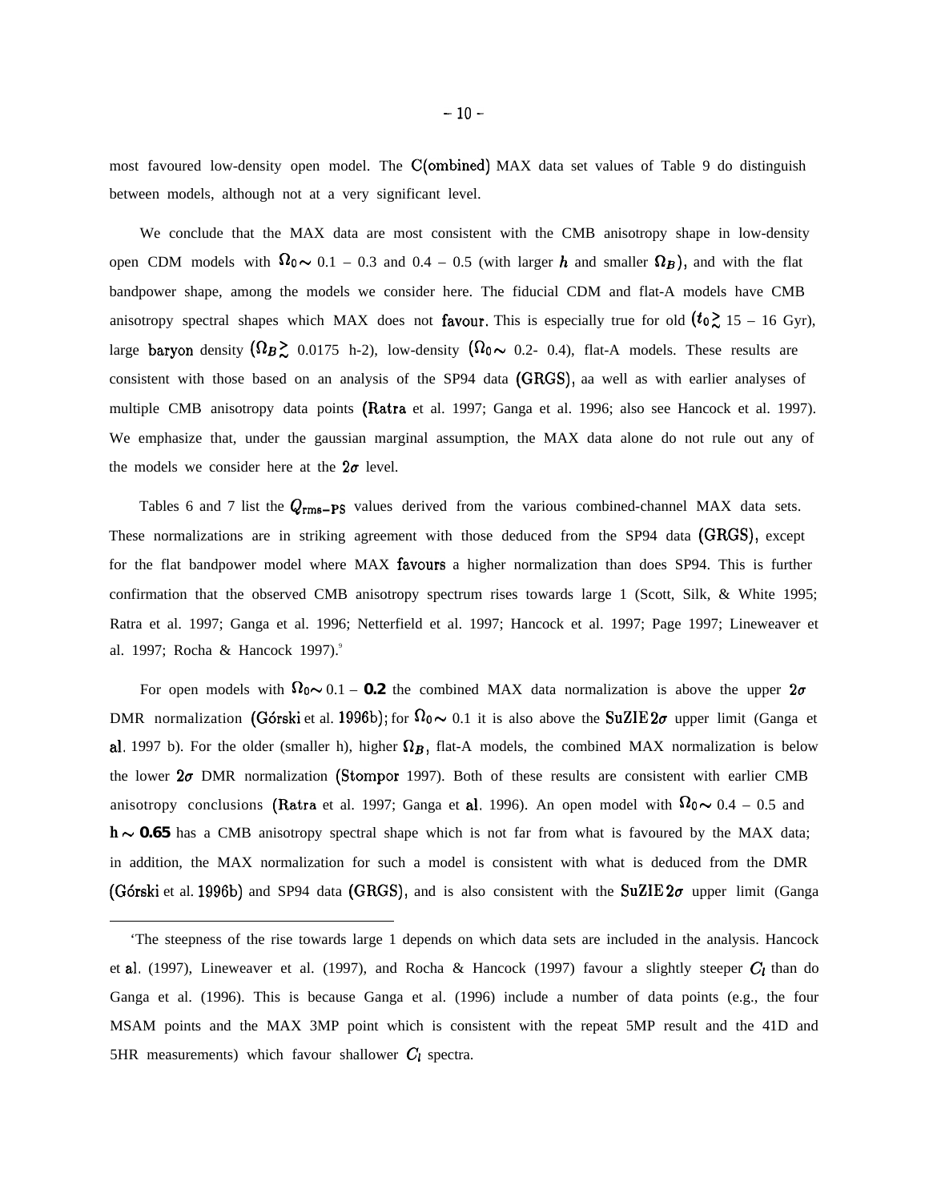most favoured low-density open model. The C(ombined) MAX data set values of Table 9 do distinguish between models, although not at a very significant level.

We conclude that the MAX data are most consistent with the CMB anisotropy shape in low-density open CDM models with $\Omega_0 \sim 0.1 - 0.3$ and $0.4 - 0.5$ (with larger $h$ and smaller $\Omega_B$), and with the flat bandpower shape, among the models we consider here. The fiducial CDM and flat-Λ models have CMB anisotropy spectral shapes which MAX does not favour. This is especially true for old ($t_0 \gtrsim 15 - 16$ Gyr), large baryon density ($\Omega_B \gtrsim 0.0175\ h^{-2}$), low-density ($\Omega_0 \sim 0.2 - 0.4$), flat-Λ models. These results are consistent with those based on an analysis of the SP94 data (GRGS), aa well as with earlier analyses of multiple CMB anisotropy data points (Ratra et al. 1997; Ganga et al. 1996; also see Hancock et al. 1997). We emphasize that, under the gaussian marginal assumption, the MAX data alone do not rule out any of the models we consider here at the $2\sigma$ level.

Tables 6 and 7 list the $Q_{\rm rms-PS}$ values derived from the various combined-channel MAX data sets. These normalizations are in striking agreement with those deduced from the SP94 data (GRGS), except for the flat bandpower model where MAX favours a higher normalization than does SP94. This is further confirmation that the observed CMB anisotropy spectrum rises towards large $l$ (Scott, Silk, & White 1995; Ratra et al. 1997; Ganga et al. 1996; Netterfield et al. 1997; Hancock et al. 1997; Page 1997; Lineweaver et al. 1997; Rocha & Hancock 1997).[9]

For open models with $\Omega_0 \sim 0.1 - 0.2$ the combined MAX data normalization is above the upper $2\sigma$ DMR normalization (Górski et al. 1996b); for $\Omega_0 \sim 0.1$ it is also above the SuZIE $2\sigma$ upper limit (Ganga et al. 1997 b). For the older (smaller h), higher $\Omega_B$, flat-Λ models, the combined MAX normalization is below the lower $2\sigma$ DMR normalization (Stompor 1997). Both of these results are consistent with earlier CMB anisotropy conclusions (Ratra et al. 1997; Ganga et al. 1996). An open model with $\Omega_0 \sim 0.4 - 0.5$ and $h \sim 0.65$ has a CMB anisotropy spectral shape which is not far from what is favoured by the MAX data; in addition, the MAX normalization for such a model is consistent with what is deduced from the DMR (Górski et al. 1996b) and SP94 data (GRGS), and is also consistent with the SuZIE $2\sigma$ upper limit (Ganga

---

[9]The steepness of the rise towards large $l$ depends on which data sets are included in the analysis. Hancock et al. (1997), Lineweaver et al. (1997), and Rocha & Hancock (1997) favour a slightly steeper $C_l$ than do Ganga et al. (1996). This is because Ganga et al. (1996) include a number of data points (e.g., the four MSAM points and the MAX 3MP point which is consistent with the repeat 5MP result and the 41D and 5HR measurements) which favour shallower $C_l$ spectra.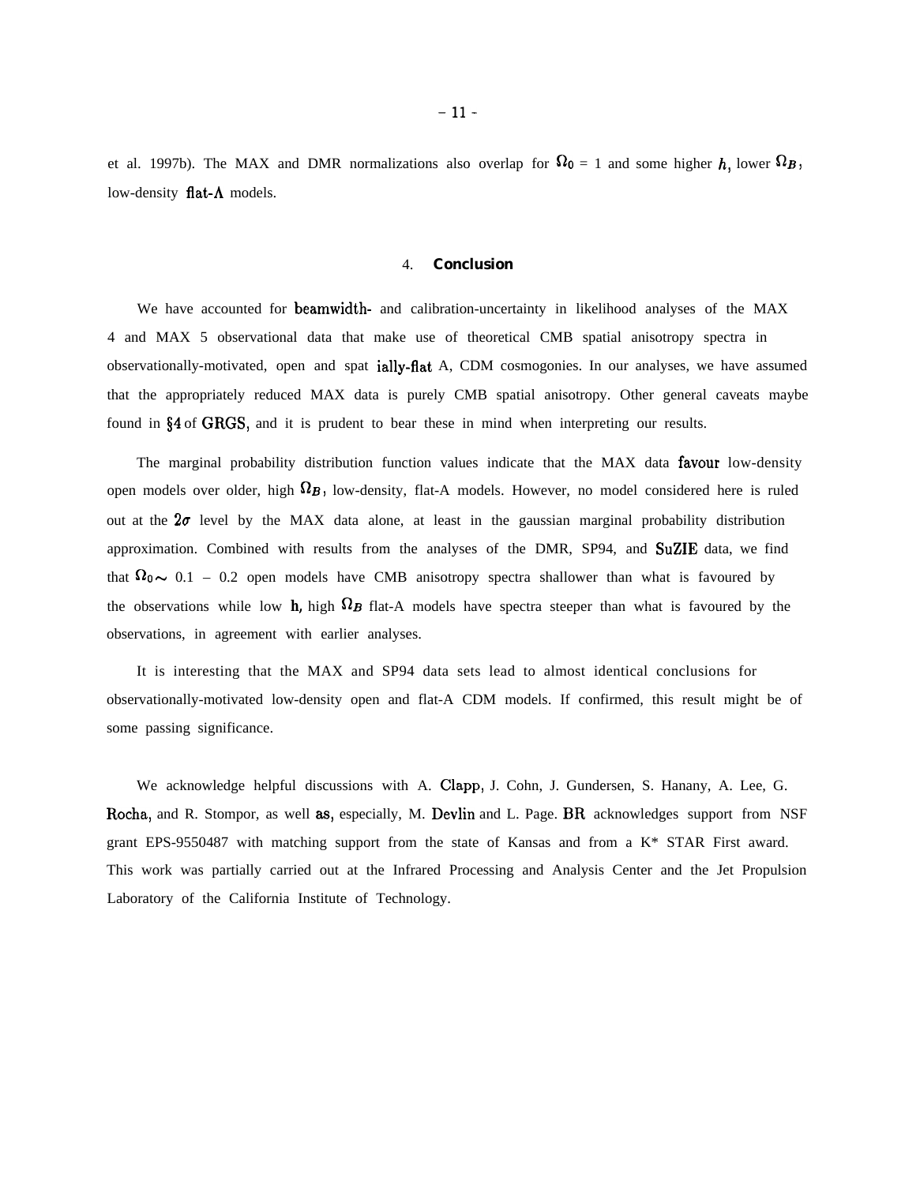et al. 1997b). The MAX and DMR normalizations also overlap for $\Omega_0 = 1$ and some higher $h$, lower $\Omega_B$, low-density flat-$\Lambda$ models.

## 4. Conclusion

We have accounted for beamwidth- and calibration-uncertainty in likelihood analyses of the MAX 4 and MAX 5 observational data that make use of theoretical CMB spatial anisotropy spectra in observationally-motivated, open and spat ially-flat A, CDM cosmogonies. In our analyses, we have assumed that the appropriately reduced MAX data is purely CMB spatial anisotropy. Other general caveats maybe found in §4 of GRGS, and it is prudent to bear these in mind when interpreting our results.

The marginal probability distribution function values indicate that the MAX data favour low-density open models over older, high $\Omega_B$, low-density, flat-A models. However, no model considered here is ruled out at the $2\sigma$ level by the MAX data alone, at least in the gaussian marginal probability distribution approximation. Combined with results from the analyses of the DMR, SP94, and SuZIE data, we find that $\Omega_0 \sim 0.1 - 0.2$ open models have CMB anisotropy spectra shallower than what is favoured by the observations while low h, high $\Omega_B$ flat-A models have spectra steeper than what is favoured by the observations, in agreement with earlier analyses.

It is interesting that the MAX and SP94 data sets lead to almost identical conclusions for observationally-motivated low-density open and flat-A CDM models. If confirmed, this result might be of some passing significance.

We acknowledge helpful discussions with A. Clapp, J. Cohn, J. Gundersen, S. Hanany, A. Lee, G. Rocha, and R. Stompor, as well as, especially, M. Devlin and L. Page. BR acknowledges support from NSF grant EPS-9550487 with matching support from the state of Kansas and from a K* STAR First award. This work was partially carried out at the Infrared Processing and Analysis Center and the Jet Propulsion Laboratory of the California Institute of Technology.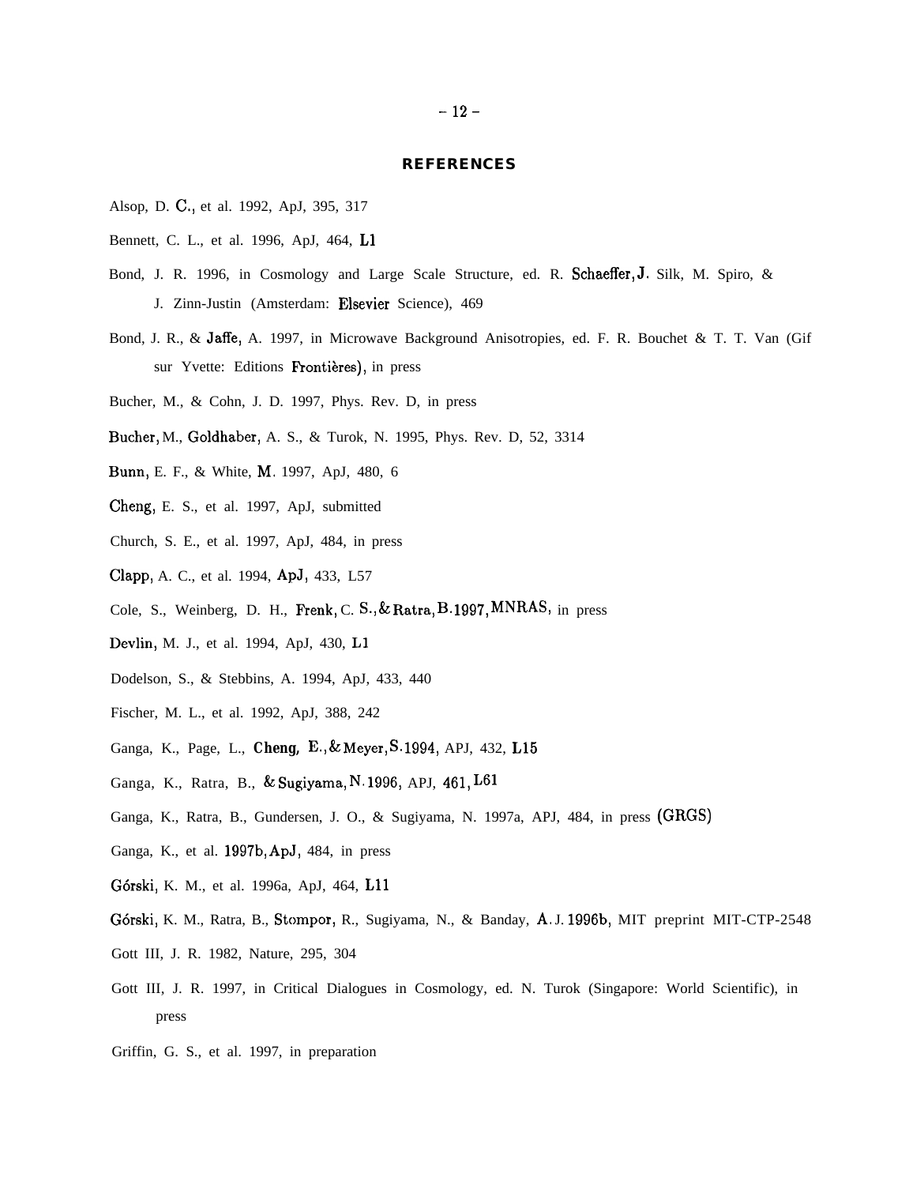## REFERENCES

Alsop, D. C., et al. 1992, ApJ, 395, 317

Bennett, C. L., et al. 1996, ApJ, 464, L1

Bond, J. R. 1996, in Cosmology and Large Scale Structure, ed. R. Schaeffer, J. Silk, M. Spiro, & J. Zinn-Justin (Amsterdam: Elsevier Science), 469

Bond, J. R., & Jaffe, A. 1997, in Microwave Background Anisotropies, ed. F. R. Bouchet & T. T. Van (Gif sur Yvette: Editions Frontières), in press

Bucher, M., & Cohn, J. D. 1997, Phys. Rev. D, in press

Bucher, M., Goldhaber, A. S., & Turok, N. 1995, Phys. Rev. D, 52, 3314

Bunn, E. F., & White, M. 1997, ApJ, 480, 6

Cheng, E. S., et al. 1997, ApJ, submitted

Church, S. E., et al. 1997, ApJ, 484, in press

Clapp, A. C., et al. 1994, ApJ, 433, L57

Cole, S., Weinberg, D. H., Frenk, C. S., & Ratra, B. 1997, MNRAS, in press

Devlin, M. J., et al. 1994, ApJ, 430, L1

Dodelson, S., & Stebbins, A. 1994, ApJ, 433, 440

Fischer, M. L., et al. 1992, ApJ, 388, 242

Ganga, K., Page, L., Cheng, E., & Meyer, S. 1994, APJ, 432, L15

Ganga, K., Ratra, B., & Sugiyama, N. 1996, APJ, 461, L61

Ganga, K., Ratra, B., Gundersen, J. O., & Sugiyama, N. 1997a, APJ, 484, in press (GRGS)

Ganga, K., et al. 1997b, ApJ, 484, in press

Górski, K. M., et al. 1996a, ApJ, 464, L11

Górski, K. M., Ratra, B., Stompor, R., Sugiyama, N., & Banday, A. J. 1996b, MIT preprint MIT-CTP-2548

Gott III, J. R. 1982, Nature, 295, 304

Gott III, J. R. 1997, in Critical Dialogues in Cosmology, ed. N. Turok (Singapore: World Scientific), in press

Griffin, G. S., et al. 1997, in preparation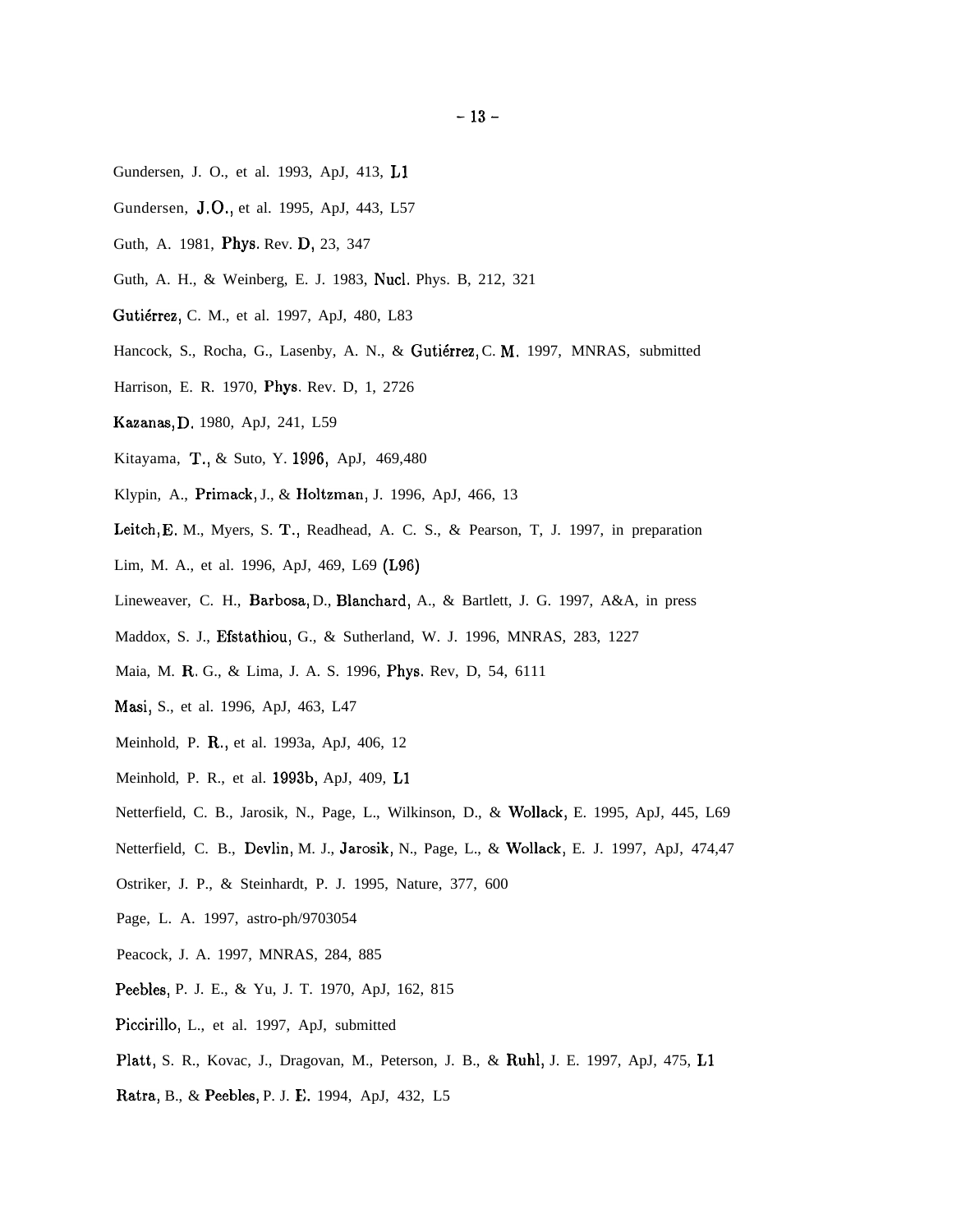Gundersen, J. O., et al. 1993, ApJ, 413, L1

Gundersen, J. O., et al. 1995, ApJ, 443, L57

Guth, A. 1981, Phys. Rev. D, 23, 347

Guth, A. H., & Weinberg, E. J. 1983, Nucl. Phys. B, 212, 321

Gutiérrez, C. M., et al. 1997, ApJ, 480, L83

Hancock, S., Rocha, G., Lasenby, A. N., & Gutiérrez, C. M. 1997, MNRAS, submitted

Harrison, E. R. 1970, Phys. Rev. D, 1, 2726

Kazanas, D. 1980, ApJ, 241, L59

Kitayama, T., & Suto, Y. 1996, ApJ, 469,480

Klypin, A., Primack, J., & Holtzman, J. 1996, ApJ, 466, 13

Leitch, E. M., Myers, S. T., Readhead, A. C. S., & Pearson, T, J. 1997, in preparation

Lim, M. A., et al. 1996, ApJ, 469, L69 (L96)

Lineweaver, C. H., Barbosa, D., Blanchard, A., & Bartlett, J. G. 1997, A&A, in press

Maddox, S. J., Efstathiou, G., & Sutherland, W. J. 1996, MNRAS, 283, 1227

Maia, M. R. G., & Lima, J. A. S. 1996, Phys. Rev, D, 54, 6111

Masi, S., et al. 1996, ApJ, 463, L47

Meinhold, P. R., et al. 1993a, ApJ, 406, 12

Meinhold, P. R., et al. 1993b, ApJ, 409, L1

Netterfield, C. B., Jarosik, N., Page, L., Wilkinson, D., & Wollack, E. 1995, ApJ, 445, L69

Netterfield, C. B., Devlin, M. J., Jarosik, N., Page, L., & Wollack, E. J. 1997, ApJ, 474,47

Ostriker, J. P., & Steinhardt, P. J. 1995, Nature, 377, 600

Page, L. A. 1997, astro-ph/9703054

Peacock, J. A. 1997, MNRAS, 284, 885

Peebles, P. J. E., & Yu, J. T. 1970, ApJ, 162, 815

Piccirillo, L., et al. 1997, ApJ, submitted

Platt, S. R., Kovac, J., Dragovan, M., Peterson, J. B., & Ruhl, J. E. 1997, ApJ, 475, L1

Ratra, B., & Peebles, P. J. E. 1994, ApJ, 432, L5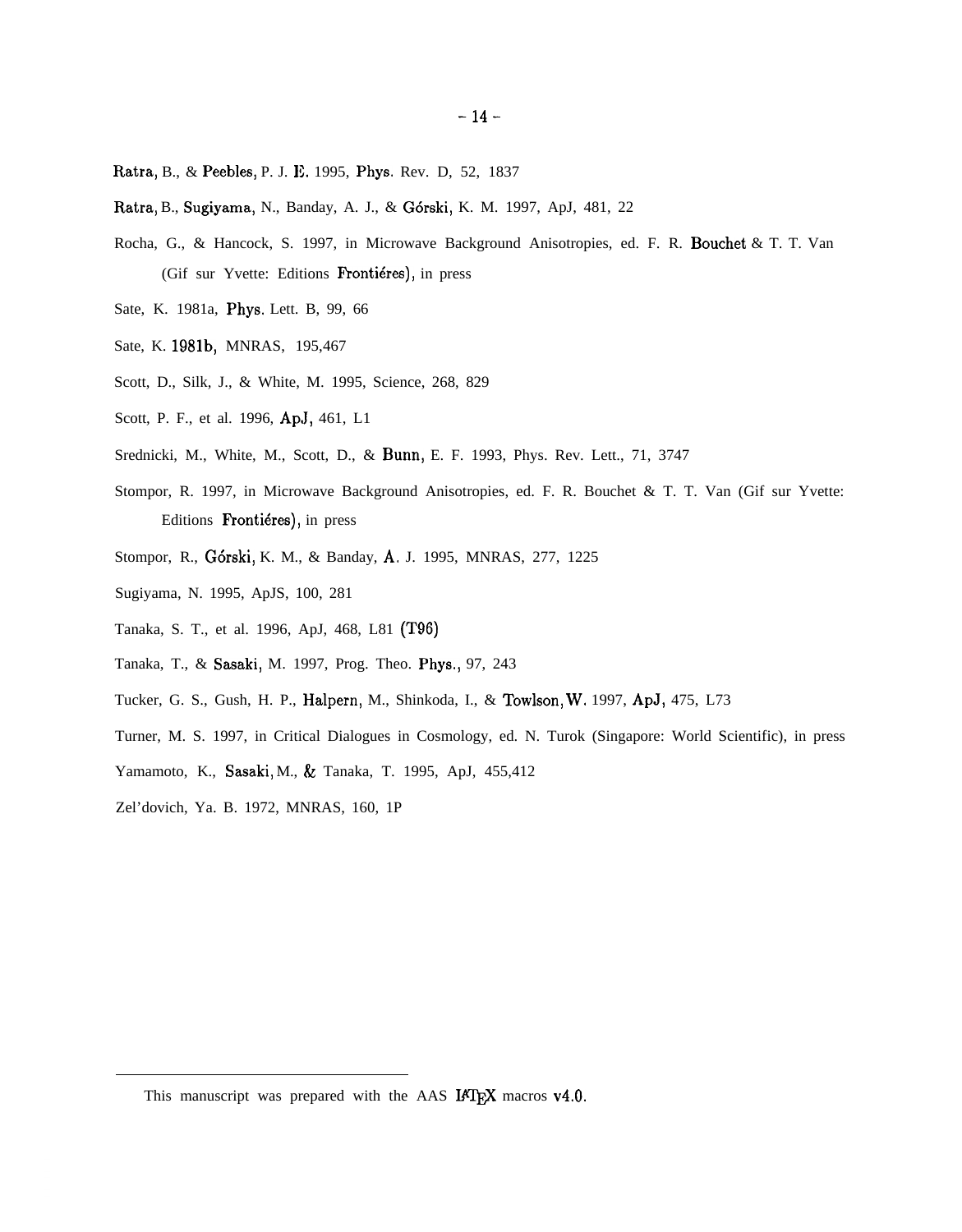Ratra, B., & Peebles, P. J. E. 1995, Phys. Rev. D, 52, 1837

Ratra, B., Sugiyama, N., Banday, A. J., & Górski, K. M. 1997, ApJ, 481, 22

Rocha, G., & Hancock, S. 1997, in Microwave Background Anisotropies, ed. F. R. Bouchet & T. T. Van (Gif sur Yvette: Editions Frontiéres), in press

Sate, K. 1981a, Phys. Lett. B, 99, 66

Sate, K. 1981b, MNRAS, 195,467

Scott, D., Silk, J., & White, M. 1995, Science, 268, 829

Scott, P. F., et al. 1996, ApJ, 461, L1

Srednicki, M., White, M., Scott, D., & Bunn, E. F. 1993, Phys. Rev. Lett., 71, 3747

Stompor, R. 1997, in Microwave Background Anisotropies, ed. F. R. Bouchet & T. T. Van (Gif sur Yvette: Editions Frontiéres), in press

Stompor, R., Górski, K. M., & Banday, A. J. 1995, MNRAS, 277, 1225

Sugiyama, N. 1995, ApJS, 100, 281

Tanaka, S. T., et al. 1996, ApJ, 468, L81 (T96)

Tanaka, T., & Sasaki, M. 1997, Prog. Theo. Phys., 97, 243

Tucker, G. S., Gush, H. P., Halpern, M., Shinkoda, I., & Towlson, W. 1997, ApJ, 475, L73

Turner, M. S. 1997, in Critical Dialogues in Cosmology, ed. N. Turok (Singapore: World Scientific), in press

Yamamoto, K., Sasaki, M., & Tanaka, T. 1995, ApJ, 455,412

Zel'dovich, Ya. B. 1972, MNRAS, 160, 1P

---

This manuscript was prepared with the AAS LaTeX macros v4.0.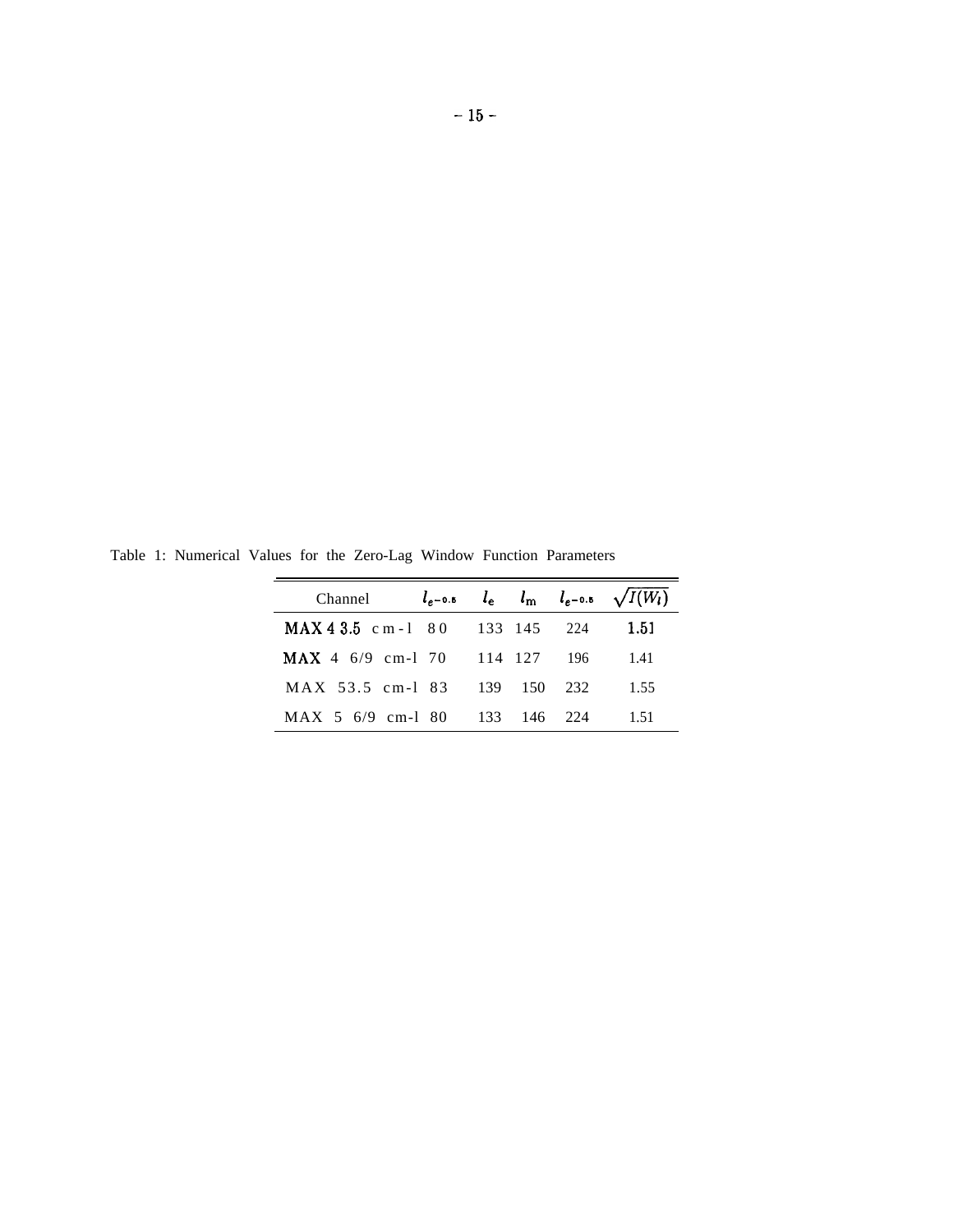Table 1: Numerical Values for the Zero-Lag Window Function Parameters

| Channel | $l_{e^{-0.5}}$ | $l_e$ | $l_m$ | $l_{e^{-0.5}}$ | $\sqrt{I(W_l)}$ |
|---|---|---|---|---|---|
| MAX 4 3.5 cm-1 | 80 | 133 | 145 | 224 | 1.51 |
| MAX 4 6/9 cm-1 | 70 | 114 | 127 | 196 | 1.41 |
| MAX 5 3.5 cm-1 | 83 | 139 | 150 | 232 | 1.55 |
| MAX 5 6/9 cm-1 | 80 | 133 | 146 | 224 | 1.51 |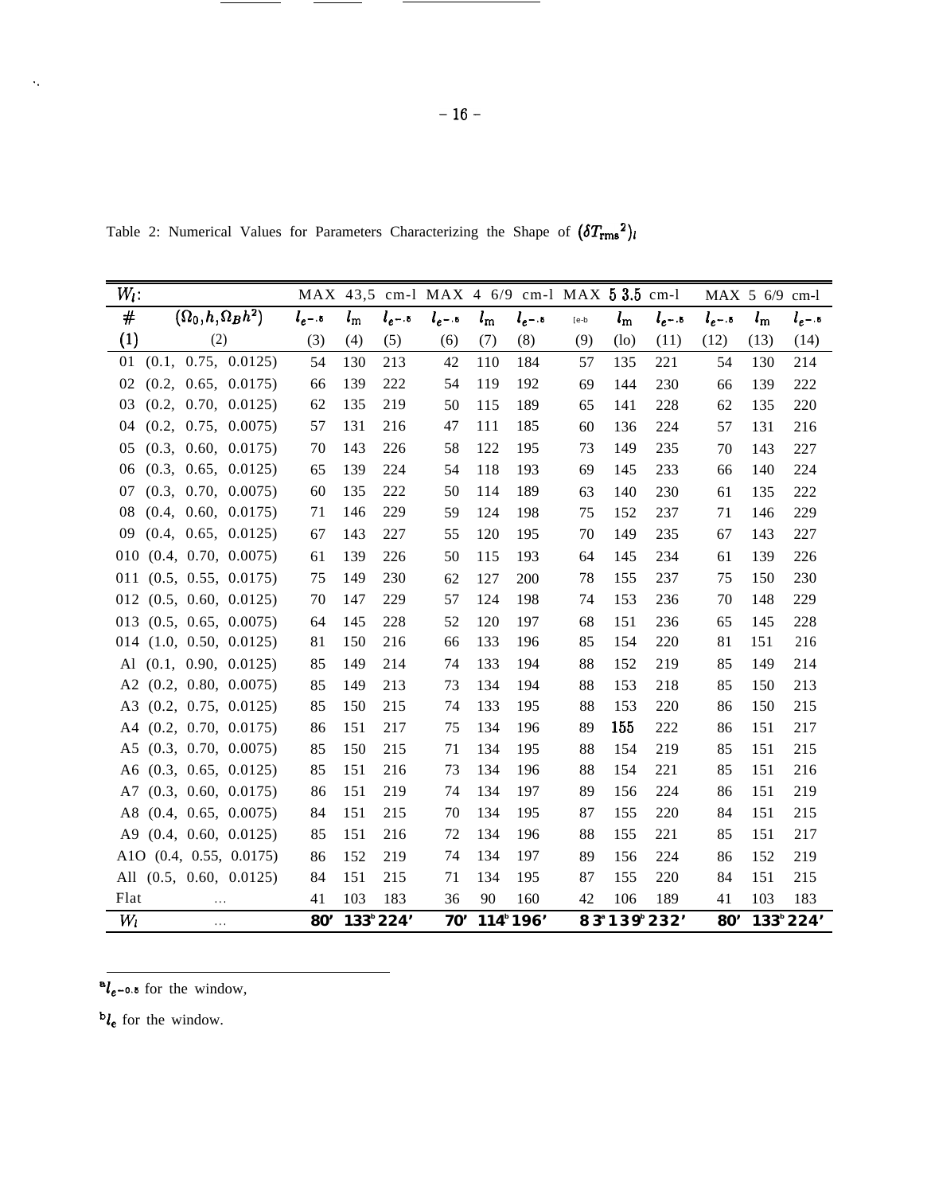Table 2: Numerical Values for Parameters Characterizing the Shape of $(\delta T_{\rm rms}{}^2)_l$

| $W_l$: | | MAX 43,5 cm-l | | | MAX 4 6/9 cm-l | | | MAX 5 3.5 cm-l | | | MAX 5 6/9 cm-l | | |
|---|---|---|---|---|---|---|---|---|---|---|---|---|---|
| # | $(\Omega_0, h, \Omega_B h^2)$ | $l_{e^{-.5}}$ | $l_m$ | $l_{e^{-.5}}$ | $l_{e^{-.5}}$ | $l_m$ | $l_{e^{-.5}}$ | [e-b | $l_m$ | $l_{e^{-.5}}$ | $l_{e^{-.5}}$ | $l_m$ | $l_{e^{-.5}}$ |
| (1) | (2) | (3) | (4) | (5) | (6) | (7) | (8) | (9) | (lo) | (11) | (12) | (13) | (14) |
| 01 | (0.1, 0.75, 0.0125) | 54 | 130 | 213 | 42 | 110 | 184 | 57 | 135 | 221 | 54 | 130 | 214 |
| 02 | (0.2, 0.65, 0.0175) | 66 | 139 | 222 | 54 | 119 | 192 | 69 | 144 | 230 | 66 | 139 | 222 |
| 03 | (0.2, 0.70, 0.0125) | 62 | 135 | 219 | 50 | 115 | 189 | 65 | 141 | 228 | 62 | 135 | 220 |
| 04 | (0.2, 0.75, 0.0075) | 57 | 131 | 216 | 47 | 111 | 185 | 60 | 136 | 224 | 57 | 131 | 216 |
| 05 | (0.3, 0.60, 0.0175) | 70 | 143 | 226 | 58 | 122 | 195 | 73 | 149 | 235 | 70 | 143 | 227 |
| 06 | (0.3, 0.65, 0.0125) | 65 | 139 | 224 | 54 | 118 | 193 | 69 | 145 | 233 | 66 | 140 | 224 |
| 07 | (0.3, 0.70, 0.0075) | 60 | 135 | 222 | 50 | 114 | 189 | 63 | 140 | 230 | 61 | 135 | 222 |
| 08 | (0.4, 0.60, 0.0175) | 71 | 146 | 229 | 59 | 124 | 198 | 75 | 152 | 237 | 71 | 146 | 229 |
| 09 | (0.4, 0.65, 0.0125) | 67 | 143 | 227 | 55 | 120 | 195 | 70 | 149 | 235 | 67 | 143 | 227 |
| 010 | (0.4, 0.70, 0.0075) | 61 | 139 | 226 | 50 | 115 | 193 | 64 | 145 | 234 | 61 | 139 | 226 |
| 011 | (0.5, 0.55, 0.0175) | 75 | 149 | 230 | 62 | 127 | 200 | 78 | 155 | 237 | 75 | 150 | 230 |
| 012 | (0.5, 0.60, 0.0125) | 70 | 147 | 229 | 57 | 124 | 198 | 74 | 153 | 236 | 70 | 148 | 229 |
| 013 | (0.5, 0.65, 0.0075) | 64 | 145 | 228 | 52 | 120 | 197 | 68 | 151 | 236 | 65 | 145 | 228 |
| 014 | (1.0, 0.50, 0.0125) | 81 | 150 | 216 | 66 | 133 | 196 | 85 | 154 | 220 | 81 | 151 | 216 |
| Al | (0.1, 0.90, 0.0125) | 85 | 149 | 214 | 74 | 133 | 194 | 88 | 152 | 219 | 85 | 149 | 214 |
| A2 | (0.2, 0.80, 0.0075) | 85 | 149 | 213 | 73 | 134 | 194 | 88 | 153 | 218 | 85 | 150 | 213 |
| A3 | (0.2, 0.75, 0.0125) | 85 | 150 | 215 | 74 | 133 | 195 | 88 | 153 | 220 | 86 | 150 | 215 |
| A4 | (0.2, 0.70, 0.0175) | 86 | 151 | 217 | 75 | 134 | 196 | 89 | 155 | 222 | 86 | 151 | 217 |
| A5 | (0.3, 0.70, 0.0075) | 85 | 150 | 215 | 71 | 134 | 195 | 88 | 154 | 219 | 85 | 151 | 215 |
| A6 | (0.3, 0.65, 0.0125) | 85 | 151 | 216 | 73 | 134 | 196 | 88 | 154 | 221 | 85 | 151 | 216 |
| A7 | (0.3, 0.60, 0.0175) | 86 | 151 | 219 | 74 | 134 | 197 | 89 | 156 | 224 | 86 | 151 | 219 |
| A8 | (0.4, 0.65, 0.0075) | 84 | 151 | 215 | 70 | 134 | 195 | 87 | 155 | 220 | 84 | 151 | 215 |
| A9 | (0.4, 0.60, 0.0125) | 85 | 151 | 216 | 72 | 134 | 196 | 88 | 155 | 221 | 85 | 151 | 217 |
| A1O | (0.4, 0.55, 0.0175) | 86 | 152 | 219 | 74 | 134 | 197 | 89 | 156 | 224 | 86 | 152 | 219 |
| All | (0.5, 0.60, 0.0125) | 84 | 151 | 215 | 71 | 134 | 195 | 87 | 155 | 220 | 84 | 151 | 215 |
| Flat | ... | 41 | 103 | 183 | 36 | 90 | 160 | 42 | 106 | 189 | 41 | 103 | 183 |
| $W_l$ | ... | **80'** | **133[b]** | **224'** | **70'** | **114[b]** | **196'** | **83[a]** | **139[b]** | **232'** | **80'** | **133[b]** | **224'** |

[a] $l_{e^{-0.5}}$ for the window,

[b] $l_e$ for the window.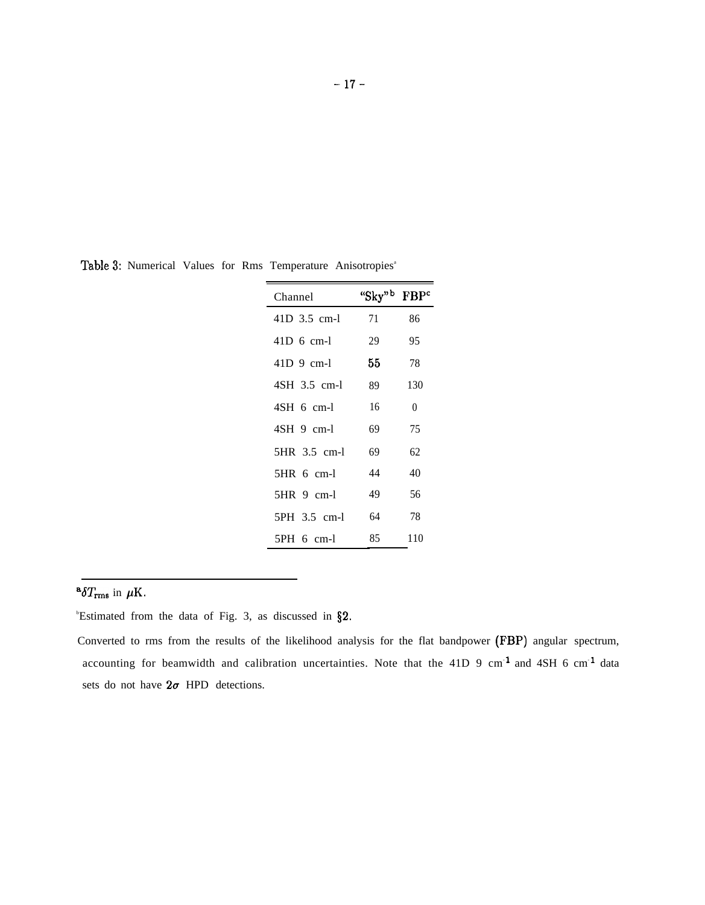**Table 3:** Numerical Values for Rms Temperature Anisotropies[a]

| Channel | "Sky"[b] | FBP[c] |
|---|---|---|
| 41D 3.5 cm-l | 71 | 86 |
| 41D 6 cm-l | 29 | 95 |
| 41D 9 cm-l | 55 | 78 |
| 4SH 3.5 cm-l | 89 | 130 |
| 4SH 6 cm-l | 16 | 0 |
| 4SH 9 cm-l | 69 | 75 |
| 5HR 3.5 cm-l | 69 | 62 |
| 5HR 6 cm-l | 44 | 40 |
| 5HR 9 cm-l | 49 | 56 |
| 5PH 3.5 cm-l | 64 | 78 |
| 5PH 6 cm-l | 85 | 110 |

---

[a] $\delta T_{\rm rms}$ in $\mu$K.

[b] Estimated from the data of Fig. 3, as discussed in §2.

[c] Converted to rms from the results of the likelihood analysis for the flat bandpower (FBP) angular spectrum, accounting for beamwidth and calibration uncertainties. Note that the 41D 9 cm$^{-1}$ and 4SH 6 cm$^{-1}$ data sets do not have $2\sigma$ HPD detections.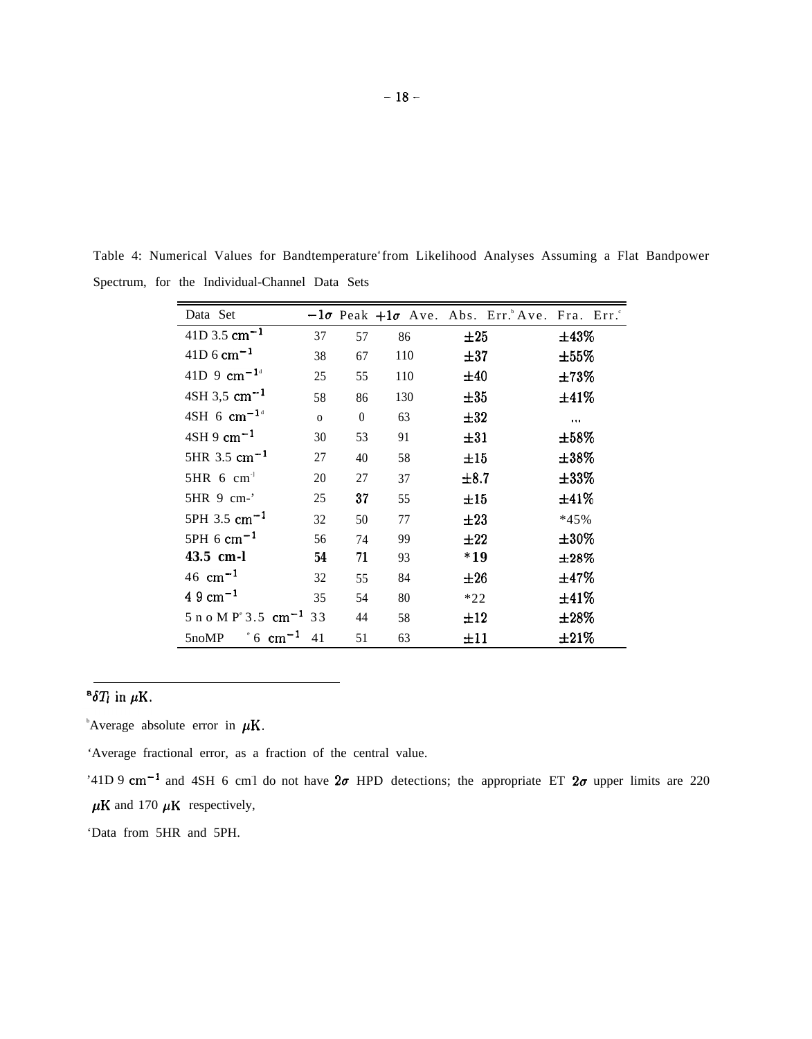Table 4: Numerical Values for Bandtemperature[a] from Likelihood Analyses Assuming a Flat Bandpower Spectrum, for the Individual-Channel Data Sets

| Data Set | $-1\sigma$ | Peak | $+1\sigma$ | Ave. Abs. Err.[b] | Ave. Fra. Err.[c] |
|---|---|---|---|---|---|
| 41D 3.5 $cm^{-1}$ | 37 | 57 | 86 | $\pm 25$ | $\pm 43\%$ |
| 41D 6 $cm^{-1}$ | 38 | 67 | 110 | $\pm 37$ | $\pm 55\%$ |
| 41D 9 $cm^{-1}$[d] | 25 | 55 | 110 | $\pm 40$ | $\pm 73\%$ |
| 4SH 3,5 $cm^{-1}$ | 58 | 86 | 130 | $\pm 35$ | $\pm 41\%$ |
| 4SH 6 $cm^{-1}$[d] | o | 0 | 63 | $\pm 32$ | ... |
| 4SH 9 $cm^{-1}$ | 30 | 53 | 91 | $\pm 31$ | $\pm 58\%$ |
| 5HR 3.5 $cm^{-1}$ | 27 | 40 | 58 | $\pm 15$ | $\pm 38\%$ |
| 5HR 6 $cm^{-1}$ | 20 | 27 | 37 | $\pm 8.7$ | $\pm 33\%$ |
| 5HR 9 cm-' | 25 | 37 | 55 | $\pm 15$ | $\pm 41\%$ |
| 5PH 3.5 $cm^{-1}$ | 32 | 50 | 77 | $\pm 23$ | *45% |
| 5PH 6 $cm^{-1}$ | 56 | 74 | 99 | $\pm 22$ | $\pm 30\%$ |
| **43.5 cm-l** | **54** | **71** | 93 | *19 | $\pm 28\%$ |
| 46 $cm^{-1}$ | 32 | 55 | 84 | $\pm 26$ | $\pm 47\%$ |
| 4 9 $cm^{-1}$ | 35 | 54 | 80 | *22 | $\pm 41\%$ |
| 5 n o M P[e] 3.5 $cm^{-1}$ | 33 | 44 | 58 | $\pm 12$ | $\pm 28\%$ |
| 5noMP[e] 6 $cm^{-1}$ | 41 | 51 | 63 | $\pm 11$ | $\pm 21\%$ |

---

[a] $\delta T_l$ in $\mu K$.

[b] Average absolute error in $\mu K$.

[c] Average fractional error, as a fraction of the central value.

[d] 41D 9 $cm^{-1}$ and 4SH 6 cm1 do not have $2\sigma$ HPD detections; the appropriate ET $2\sigma$ upper limits are 220 $\mu K$ and 170 $\mu K$ respectively,

[e] Data from 5HR and 5PH.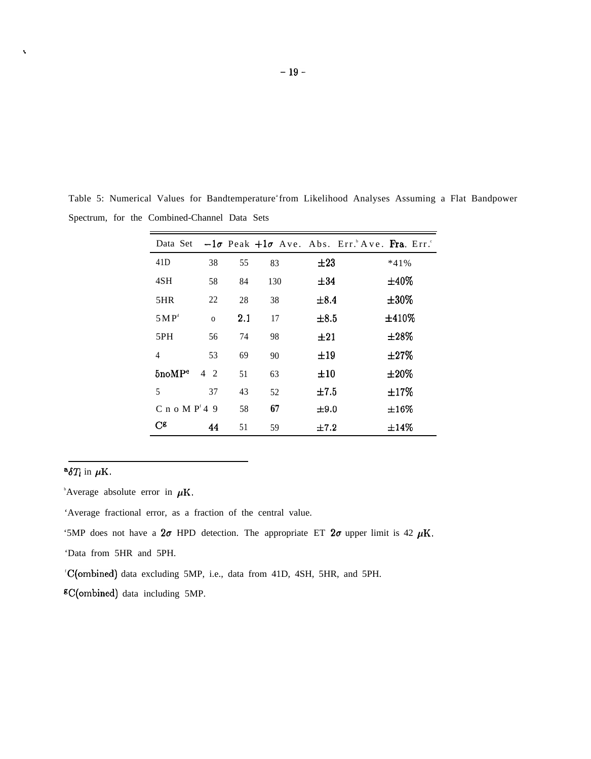Table 5: Numerical Values for Bandtemperature[a] from Likelihood Analyses Assuming a Flat Bandpower Spectrum, for the Combined-Channel Data Sets

| Data Set | $-1\sigma$ | Peak | $+1\sigma$ | Ave. Abs. Err.[b] | Ave. Fra. Err.[c] |
|---|---|---|---|---|---|
| 41D | 38 | 55 | 83 | $\pm 23$ | *41% |
| 4SH | 58 | 84 | 130 | $\pm 34$ | $\pm 40\%$ |
| 5HR | 22 | 28 | 38 | $\pm 8.4$ | $\pm 30\%$ |
| 5MP[d] | o | 2.1 | 17 | $\pm 8.5$ | $\pm 410\%$ |
| 5PH | 56 | 74 | 98 | $\pm 21$ | $\pm 28\%$ |
| 4 | 53 | 69 | 90 | $\pm 19$ | $\pm 27\%$ |
| 5noMP[e] | 4 2 | 51 | 63 | $\pm 10$ | $\pm 20\%$ |
| 5 | 37 | 43 | 52 | $\pm 7.5$ | $\pm 17\%$ |
| CnoMP[f] | 4 9 | 58 | 67 | $\pm 9.0$ | $\pm 16\%$ |
| C[g] | 44 | 51 | 59 | $\pm 7.2$ | $\pm 14\%$ |

[a] $\delta T_l$ in $\mu$K.

[b] Average absolute error in $\mu$K.

[c] Average fractional error, as a fraction of the central value.

[d] 5MP does not have a $2\sigma$ HPD detection. The appropriate ET $2\sigma$ upper limit is 42 $\mu$K.

[e] Data from 5HR and 5PH.

[f] C(ombined) data excluding 5MP, i.e., data from 41D, 4SH, 5HR, and 5PH.

[g] C(ombined) data including 5MP.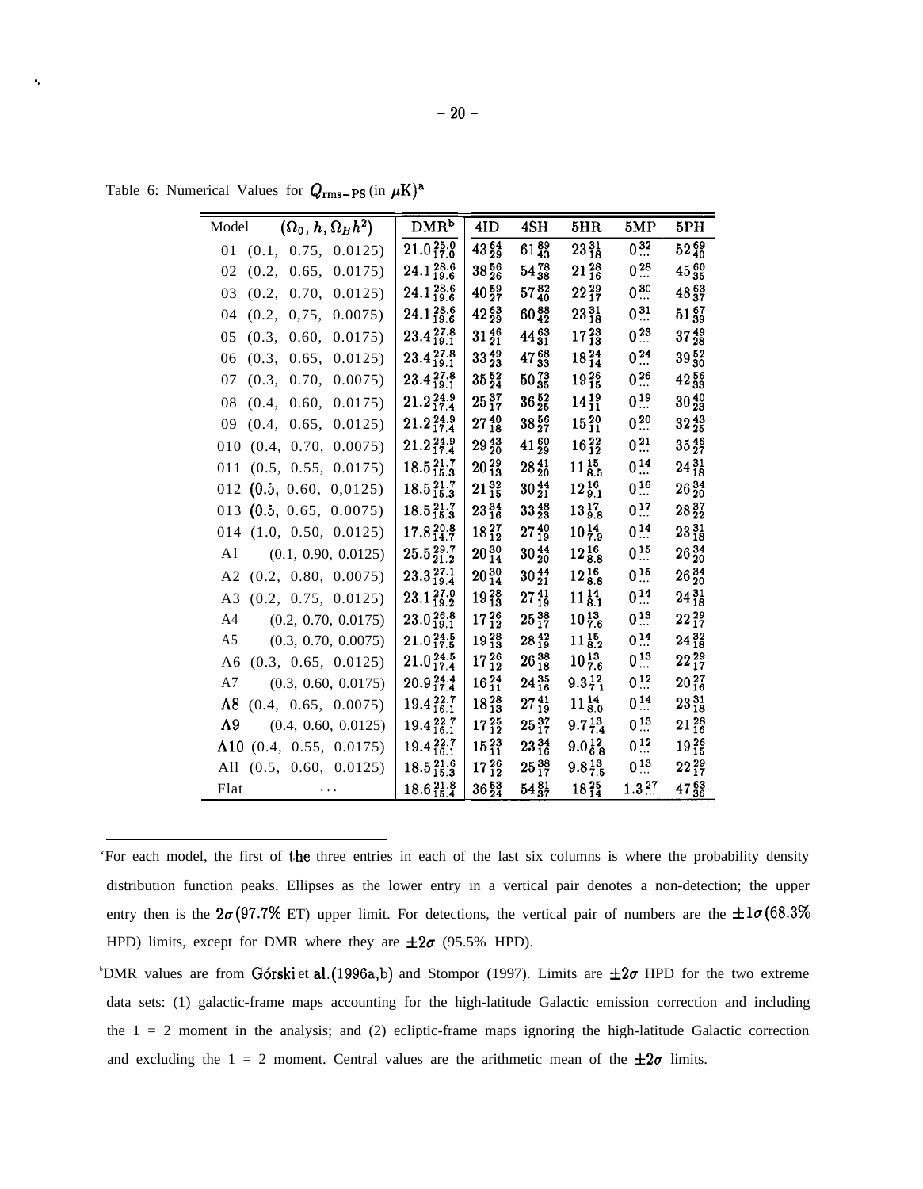Table 6: Numerical Values for $Q_{\rm rms-PS}$ (in $\mu$K)[a]

| Model $(\Omega_0, h, \Omega_B h^2)$ | DMR[b] | 4ID | 4SH | 5HR | 5MP | 5PH |
|---|---|---|---|---|---|---|
| 01 (0.1, 0.75, 0.0125) | $21.0^{25.0}_{17.0}$ | $43^{64}_{29}$ | $61^{89}_{43}$ | $23^{31}_{18}$ | $0^{32}_{\cdots}$ | $52^{69}_{40}$ |
| 02 (0.2, 0.65, 0.0175) | $24.1^{28.6}_{19.6}$ | $38^{56}_{26}$ | $54^{78}_{38}$ | $21^{28}_{16}$ | $0^{28}_{\cdots}$ | $45^{60}_{35}$ |
| 03 (0.2, 0.70, 0.0125) | $24.1^{28.6}_{19.6}$ | $40^{59}_{27}$ | $57^{82}_{40}$ | $22^{29}_{17}$ | $0^{30}_{\cdots}$ | $48^{63}_{37}$ |
| 04 (0.2, 0,75, 0.0075) | $24.1^{28.6}_{19.6}$ | $42^{63}_{29}$ | $60^{88}_{42}$ | $23^{31}_{18}$ | $0^{31}_{\cdots}$ | $51^{67}_{39}$ |
| 05 (0.3, 0.60, 0.0175) | $23.4^{27.8}_{19.1}$ | $31^{46}_{21}$ | $44^{63}_{31}$ | $17^{23}_{13}$ | $0^{23}_{\cdots}$ | $37^{49}_{28}$ |
| 06 (0.3, 0.65, 0.0125) | $23.4^{27.8}_{19.1}$ | $33^{49}_{23}$ | $47^{68}_{33}$ | $18^{24}_{14}$ | $0^{24}_{\cdots}$ | $39^{52}_{30}$ |
| 07 (0.3, 0.70, 0.0075) | $23.4^{27.8}_{19.1}$ | $35^{52}_{24}$ | $50^{73}_{35}$ | $19^{26}_{15}$ | $0^{26}_{\cdots}$ | $42^{56}_{33}$ |
| 08 (0.4, 0.60, 0.0175) | $21.2^{24.9}_{17.4}$ | $25^{37}_{17}$ | $36^{52}_{25}$ | $14^{19}_{11}$ | $0^{19}_{\cdots}$ | $30^{40}_{23}$ |
| 09 (0.4, 0.65, 0.0125) | $21.2^{24.9}_{17.4}$ | $27^{40}_{18}$ | $38^{56}_{27}$ | $15^{20}_{11}$ | $0^{20}_{\cdots}$ | $32^{43}_{25}$ |
| 010 (0.4, 0.70, 0.0075) | $21.2^{24.9}_{17.4}$ | $29^{43}_{20}$ | $41^{60}_{29}$ | $16^{22}_{12}$ | $0^{21}_{\cdots}$ | $35^{46}_{27}$ |
| 011 (0.5, 0.55, 0.0175) | $18.5^{21.7}_{15.3}$ | $20^{29}_{13}$ | $28^{41}_{20}$ | $11^{15}_{8.5}$ | $0^{14}_{\cdots}$ | $24^{31}_{18}$ |
| 012 (0.5, 0.60, 0,0125) | $18.5^{21.7}_{15.3}$ | $21^{32}_{15}$ | $30^{44}_{21}$ | $12^{16}_{9.1}$ | $0^{16}_{\cdots}$ | $26^{34}_{20}$ |
| 013 (0.5, 0.65, 0.0075) | $18.5^{21.7}_{15.3}$ | $23^{34}_{16}$ | $33^{48}_{23}$ | $13^{17}_{9.8}$ | $0^{17}_{\cdots}$ | $28^{37}_{22}$ |
| 014 (1.0, 0.50, 0.0125) | $17.8^{20.8}_{14.7}$ | $18^{27}_{12}$ | $27^{40}_{19}$ | $10^{14}_{7.9}$ | $0^{14}_{\cdots}$ | $23^{31}_{18}$ |
| Λ1 (0.1, 0.90, 0.0125) | $25.5^{29.7}_{21.2}$ | $20^{30}_{14}$ | $30^{44}_{20}$ | $12^{16}_{8.8}$ | $0^{15}_{\cdots}$ | $26^{34}_{20}$ |
| Λ2 (0.2, 0.80, 0.0075) | $23.3^{27.1}_{19.4}$ | $20^{30}_{14}$ | $30^{44}_{21}$ | $12^{16}_{8.8}$ | $0^{15}_{\cdots}$ | $26^{34}_{20}$ |
| Λ3 (0.2, 0.75, 0.0125) | $23.1^{27.0}_{19.2}$ | $19^{28}_{13}$ | $27^{41}_{19}$ | $11^{14}_{8.1}$ | $0^{14}_{\cdots}$ | $24^{31}_{18}$ |
| Λ4 (0.2, 0.70, 0.0175) | $23.0^{26.8}_{19.1}$ | $17^{26}_{12}$ | $25^{38}_{17}$ | $10^{13}_{7.6}$ | $0^{13}_{\cdots}$ | $22^{29}_{17}$ |
| Λ5 (0.3, 0.70, 0.0075) | $21.0^{24.5}_{17.5}$ | $19^{28}_{13}$ | $28^{42}_{19}$ | $11^{15}_{8.2}$ | $0^{14}_{\cdots}$ | $24^{32}_{18}$ |
| Λ6 (0.3, 0.65, 0.0125) | $21.0^{24.5}_{17.4}$ | $17^{26}_{12}$ | $26^{38}_{18}$ | $10^{13}_{7.6}$ | $0^{13}_{\cdots}$ | $22^{29}_{17}$ |
| Λ7 (0.3, 0.60, 0.0175) | $20.9^{24.4}_{17.4}$ | $16^{24}_{11}$ | $24^{35}_{16}$ | $9.3^{12}_{7.1}$ | $0^{12}_{\cdots}$ | $20^{27}_{16}$ |
| Λ8 (0.4, 0.65, 0.0075) | $19.4^{22.7}_{16.1}$ | $18^{28}_{13}$ | $27^{41}_{19}$ | $11^{14}_{8.0}$ | $0^{14}_{\cdots}$ | $23^{31}_{18}$ |
| Λ9 (0.4, 0.60, 0.0125) | $19.4^{22.7}_{16.1}$ | $17^{25}_{12}$ | $25^{37}_{17}$ | $9.7^{13}_{7.4}$ | $0^{13}_{\cdots}$ | $21^{28}_{16}$ |
| Λ10 (0.4, 0.55, 0.0175) | $19.4^{22.7}_{16.1}$ | $15^{23}_{11}$ | $23^{34}_{16}$ | $9.0^{12}_{6.8}$ | $0^{12}_{\cdots}$ | $19^{26}_{15}$ |
| Λ11 (0.5, 0.60, 0.0125) | $18.5^{21.6}_{15.3}$ | $17^{26}_{12}$ | $25^{38}_{17}$ | $9.8^{13}_{7.5}$ | $0^{13}_{\cdots}$ | $22^{29}_{17}$ |
| Flat ... | $18.6^{21.8}_{15.4}$ | $36^{53}_{24}$ | $54^{81}_{37}$ | $18^{25}_{14}$ | $1.3^{27}_{\cdots}$ | $47^{63}_{36}$ |

[a]For each model, the first of the three entries in each of the last six columns is where the probability density distribution function peaks. Ellipses as the lower entry in a vertical pair denotes a non-detection; the upper entry then is the $2\sigma$ (97.7% ET) upper limit. For detections, the vertical pair of numbers are the $\pm 1\sigma$ (68.3% HPD) limits, except for DMR where they are $\pm 2\sigma$ (95.5% HPD).

[b]DMR values are from Górski et al. (1996a,b) and Stompor (1997). Limits are $\pm 2\sigma$ HPD for the two extreme data sets: (1) galactic-frame maps accounting for the high-latitude Galactic emission correction and including the $l = 2$ moment in the analysis; and (2) ecliptic-frame maps ignoring the high-latitude Galactic correction and excluding the $l = 2$ moment. Central values are the arithmetic mean of the $\pm 2\sigma$ limits.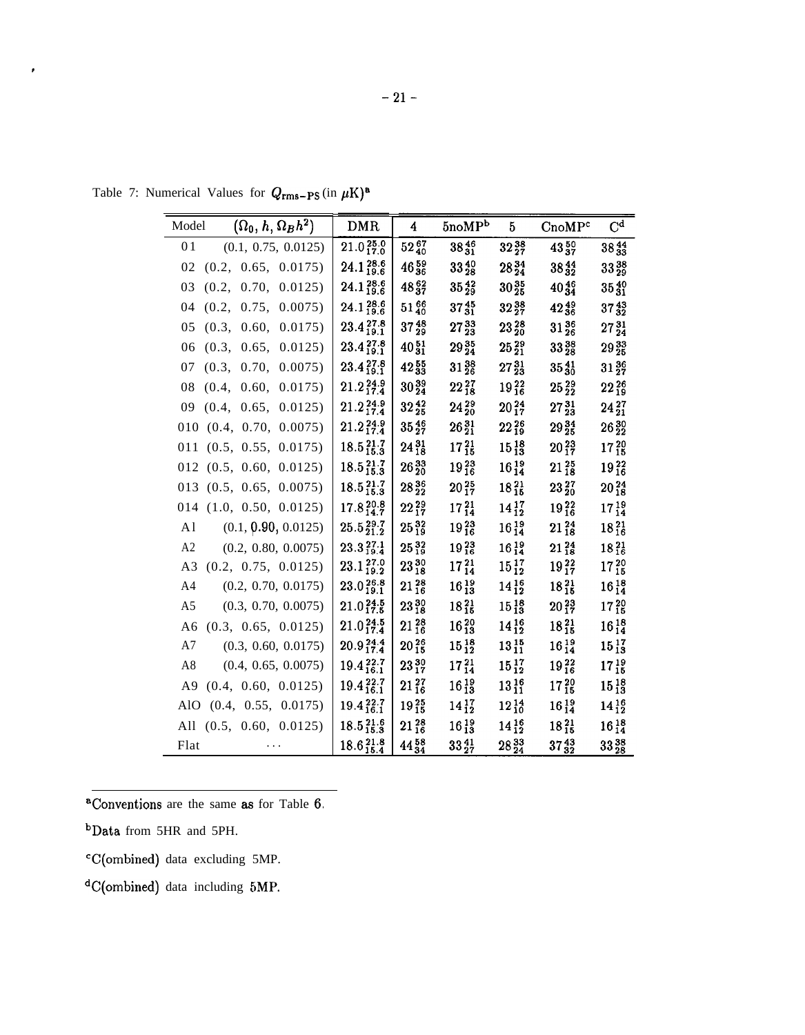Table 7: Numerical Values for $Q_{\rm rms-PS}$ (in $\mu$K)[a]

| Model | $(\Omega_0, h, \Omega_B h^2)$ | DMR | 4 | 5noMP[b] | 5 | CnoMP[c] | C[d] |
|---|---|---|---|---|---|---|---|
| 01 | (0.1, 0.75, 0.0125) | $21.0^{25.0}_{17.0}$ | $52^{67}_{40}$ | $38^{46}_{31}$ | $32^{38}_{27}$ | $43^{50}_{37}$ | $38^{44}_{33}$ |
| 02 | (0.2, 0.65, 0.0175) | $24.1^{28.6}_{19.6}$ | $46^{59}_{36}$ | $33^{40}_{28}$ | $28^{34}_{24}$ | $38^{44}_{32}$ | $33^{38}_{29}$ |
| 03 | (0.2, 0.70, 0.0125) | $24.1^{28.6}_{19.6}$ | $48^{62}_{37}$ | $35^{42}_{29}$ | $30^{35}_{25}$ | $40^{46}_{34}$ | $35^{40}_{31}$ |
| 04 | (0.2, 0.75, 0.0075) | $24.1^{28.6}_{19.6}$ | $51^{66}_{40}$ | $37^{45}_{31}$ | $32^{38}_{27}$ | $42^{49}_{36}$ | $37^{43}_{32}$ |
| 05 | (0.3, 0.60, 0.0175) | $23.4^{27.8}_{19.1}$ | $37^{48}_{29}$ | $27^{33}_{23}$ | $23^{28}_{20}$ | $31^{36}_{26}$ | $27^{31}_{24}$ |
| 06 | (0.3, 0.65, 0.0125) | $23.4^{27.8}_{19.1}$ | $40^{51}_{31}$ | $29^{35}_{24}$ | $25^{29}_{21}$ | $33^{38}_{28}$ | $29^{33}_{25}$ |
| 07 | (0.3, 0.70, 0.0075) | $23.4^{27.8}_{19.1}$ | $42^{55}_{33}$ | $31^{38}_{26}$ | $27^{31}_{23}$ | $35^{41}_{30}$ | $31^{36}_{27}$ |
| 08 | (0.4, 0.60, 0.0175) | $21.2^{24.9}_{17.4}$ | $30^{39}_{24}$ | $22^{27}_{18}$ | $19^{22}_{16}$ | $25^{29}_{22}$ | $22^{26}_{19}$ |
| 09 | (0.4, 0.65, 0.0125) | $21.2^{24.9}_{17.4}$ | $32^{42}_{25}$ | $24^{29}_{20}$ | $20^{24}_{17}$ | $27^{31}_{23}$ | $24^{27}_{21}$ |
| 010 | (0.4, 0.70, 0.0075) | $21.2^{24.9}_{17.4}$ | $35^{46}_{27}$ | $26^{31}_{21}$ | $22^{26}_{19}$ | $29^{34}_{25}$ | $26^{30}_{22}$ |
| 011 | (0.5, 0.55, 0.0175) | $18.5^{21.7}_{15.3}$ | $24^{31}_{18}$ | $17^{21}_{15}$ | $15^{18}_{13}$ | $20^{23}_{17}$ | $17^{20}_{15}$ |
| 012 | (0.5, 0.60, 0.0125) | $18.5^{21.7}_{15.3}$ | $26^{33}_{20}$ | $19^{23}_{16}$ | $16^{19}_{14}$ | $21^{25}_{18}$ | $19^{22}_{16}$ |
| 013 | (0.5, 0.65, 0.0075) | $18.5^{21.7}_{15.3}$ | $28^{36}_{22}$ | $20^{25}_{17}$ | $18^{21}_{15}$ | $23^{27}_{20}$ | $20^{24}_{18}$ |
| 014 | (1.0, 0.50, 0.0125) | $17.8^{20.8}_{14.7}$ | $22^{29}_{17}$ | $17^{21}_{14}$ | $14^{17}_{12}$ | $19^{22}_{16}$ | $17^{19}_{14}$ |
| A1 | (0.1, 0.90, 0.0125) | $25.5^{29.7}_{21.2}$ | $25^{32}_{19}$ | $19^{23}_{16}$ | $16^{19}_{14}$ | $21^{24}_{18}$ | $18^{21}_{16}$ |
| A2 | (0.2, 0.80, 0.0075) | $23.3^{27.1}_{19.4}$ | $25^{32}_{19}$ | $19^{23}_{16}$ | $16^{19}_{14}$ | $21^{24}_{18}$ | $18^{21}_{16}$ |
| A3 | (0.2, 0.75, 0.0125) | $23.1^{27.0}_{19.2}$ | $23^{30}_{18}$ | $17^{21}_{14}$ | $15^{17}_{12}$ | $19^{22}_{17}$ | $17^{20}_{15}$ |
| A4 | (0.2, 0.70, 0.0175) | $23.0^{26.8}_{19.1}$ | $21^{28}_{16}$ | $16^{19}_{13}$ | $14^{16}_{12}$ | $18^{21}_{15}$ | $16^{18}_{14}$ |
| A5 | (0.3, 0.70, 0.0075) | $21.0^{24.5}_{17.5}$ | $23^{30}_{18}$ | $18^{21}_{15}$ | $15^{18}_{13}$ | $20^{23}_{17}$ | $17^{20}_{15}$ |
| A6 | (0.3, 0.65, 0.0125) | $21.0^{24.5}_{17.4}$ | $21^{28}_{16}$ | $16^{20}_{13}$ | $14^{16}_{12}$ | $18^{21}_{15}$ | $16^{18}_{14}$ |
| A7 | (0.3, 0.60, 0.0175) | $20.9^{24.4}_{17.4}$ | $20^{26}_{15}$ | $15^{18}_{12}$ | $13^{15}_{11}$ | $16^{19}_{14}$ | $15^{17}_{13}$ |
| A8 | (0.4, 0.65, 0.0075) | $19.4^{22.7}_{16.1}$ | $23^{30}_{17}$ | $17^{21}_{14}$ | $15^{17}_{12}$ | $19^{22}_{16}$ | $17^{19}_{15}$ |
| A9 | (0.4, 0.60, 0.0125) | $19.4^{22.7}_{16.1}$ | $21^{27}_{16}$ | $16^{19}_{13}$ | $13^{16}_{11}$ | $17^{20}_{15}$ | $15^{18}_{13}$ |
| A10 | (0.4, 0.55, 0.0175) | $19.4^{22.7}_{16.1}$ | $19^{25}_{15}$ | $14^{17}_{12}$ | $12^{14}_{10}$ | $16^{19}_{14}$ | $14^{16}_{12}$ |
| A11 | (0.5, 0.60, 0.0125) | $18.5^{21.6}_{15.3}$ | $21^{28}_{16}$ | $16^{19}_{13}$ | $14^{16}_{12}$ | $18^{21}_{15}$ | $16^{18}_{14}$ |
| Flat | ... | $18.6^{21.8}_{15.4}$ | $44^{58}_{34}$ | $33^{41}_{27}$ | $28^{33}_{24}$ | $37^{43}_{32}$ | $33^{38}_{28}$ |

[a]Conventions are the same as for Table 6.

[b]Data from 5HR and 5PH.

[c]C(ombined) data excluding 5MP.

[d]C(ombined) data including 5MP.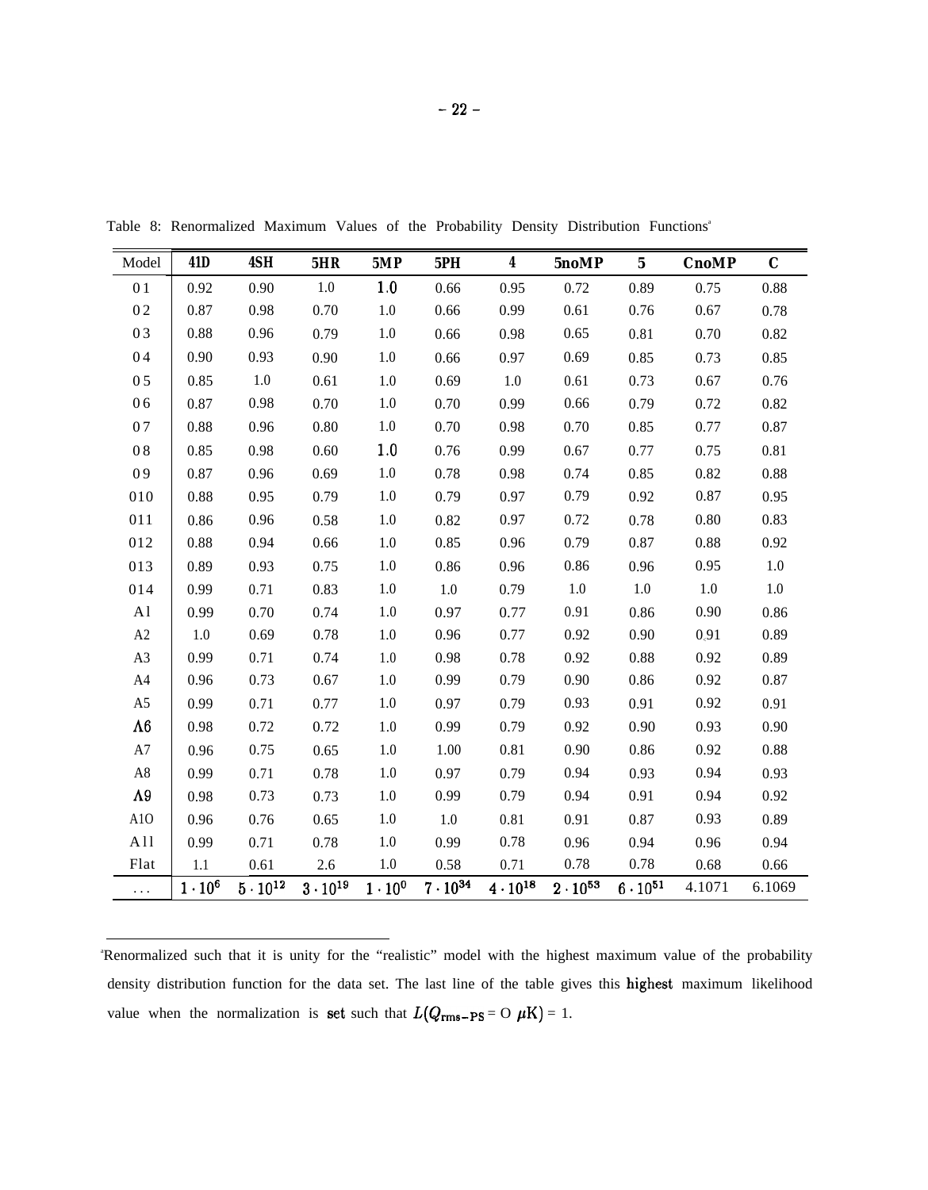Table 8: Renormalized Maximum Values of the Probability Density Distribution Functions[a]

| Model | 41D | 4SH | 5HR | 5MP | 5PH | 4 | 5noMP | 5 | CnoMP | C |
|---|---|---|---|---|---|---|---|---|---|---|
| 01 | 0.92 | 0.90 | 1.0 | 1.0 | 0.66 | 0.95 | 0.72 | 0.89 | 0.75 | 0.88 |
| 02 | 0.87 | 0.98 | 0.70 | 1.0 | 0.66 | 0.99 | 0.61 | 0.76 | 0.67 | 0.78 |
| 03 | 0.88 | 0.96 | 0.79 | 1.0 | 0.66 | 0.98 | 0.65 | 0.81 | 0.70 | 0.82 |
| 04 | 0.90 | 0.93 | 0.90 | 1.0 | 0.66 | 0.97 | 0.69 | 0.85 | 0.73 | 0.85 |
| 05 | 0.85 | 1.0 | 0.61 | 1.0 | 0.69 | 1.0 | 0.61 | 0.73 | 0.67 | 0.76 |
| 06 | 0.87 | 0.98 | 0.70 | 1.0 | 0.70 | 0.99 | 0.66 | 0.79 | 0.72 | 0.82 |
| 07 | 0.88 | 0.96 | 0.80 | 1.0 | 0.70 | 0.98 | 0.70 | 0.85 | 0.77 | 0.87 |
| 08 | 0.85 | 0.98 | 0.60 | 1.0 | 0.76 | 0.99 | 0.67 | 0.77 | 0.75 | 0.81 |
| 09 | 0.87 | 0.96 | 0.69 | 1.0 | 0.78 | 0.98 | 0.74 | 0.85 | 0.82 | 0.88 |
| 010 | 0.88 | 0.95 | 0.79 | 1.0 | 0.79 | 0.97 | 0.79 | 0.92 | 0.87 | 0.95 |
| 011 | 0.86 | 0.96 | 0.58 | 1.0 | 0.82 | 0.97 | 0.72 | 0.78 | 0.80 | 0.83 |
| 012 | 0.88 | 0.94 | 0.66 | 1.0 | 0.85 | 0.96 | 0.79 | 0.87 | 0.88 | 0.92 |
| 013 | 0.89 | 0.93 | 0.75 | 1.0 | 0.86 | 0.96 | 0.86 | 0.96 | 0.95 | 1.0 |
| 014 | 0.99 | 0.71 | 0.83 | 1.0 | 1.0 | 0.79 | 1.0 | 1.0 | 1.0 | 1.0 |
| A1 | 0.99 | 0.70 | 0.74 | 1.0 | 0.97 | 0.77 | 0.91 | 0.86 | 0.90 | 0.86 |
| A2 | 1.0 | 0.69 | 0.78 | 1.0 | 0.96 | 0.77 | 0.92 | 0.90 | 0.91 | 0.89 |
| A3 | 0.99 | 0.71 | 0.74 | 1.0 | 0.98 | 0.78 | 0.92 | 0.88 | 0.92 | 0.89 |
| A4 | 0.96 | 0.73 | 0.67 | 1.0 | 0.99 | 0.79 | 0.90 | 0.86 | 0.92 | 0.87 |
| A5 | 0.99 | 0.71 | 0.77 | 1.0 | 0.97 | 0.79 | 0.93 | 0.91 | 0.92 | 0.91 |
| A6 | 0.98 | 0.72 | 0.72 | 1.0 | 0.99 | 0.79 | 0.92 | 0.90 | 0.93 | 0.90 |
| A7 | 0.96 | 0.75 | 0.65 | 1.0 | 1.00 | 0.81 | 0.90 | 0.86 | 0.92 | 0.88 |
| A8 | 0.99 | 0.71 | 0.78 | 1.0 | 0.97 | 0.79 | 0.94 | 0.93 | 0.94 | 0.93 |
| A9 | 0.98 | 0.73 | 0.73 | 1.0 | 0.99 | 0.79 | 0.94 | 0.91 | 0.94 | 0.92 |
| A10 | 0.96 | 0.76 | 0.65 | 1.0 | 1.0 | 0.81 | 0.91 | 0.87 | 0.93 | 0.89 |
| A11 | 0.99 | 0.71 | 0.78 | 1.0 | 0.99 | 0.78 | 0.96 | 0.94 | 0.96 | 0.94 |
| Flat | 1.1 | 0.61 | 2.6 | 1.0 | 0.58 | 0.71 | 0.78 | 0.78 | 0.68 | 0.66 |
| ... | $1 \cdot 10^{6}$ | $5 \cdot 10^{12}$ | $3 \cdot 10^{19}$ | $1 \cdot 10^{0}$ | $7 \cdot 10^{34}$ | $4 \cdot 10^{18}$ | $2 \cdot 10^{53}$ | $6 \cdot 10^{51}$ | 4.1071 | 6.1069 |

[a]Renormalized such that it is unity for the "realistic" model with the highest maximum value of the probability density distribution function for the data set. The last line of the table gives this highest maximum likelihood value when the normalization is set such that $L(Q_{\rm rms-PS} = 0\ \mu{\rm K}) = 1$.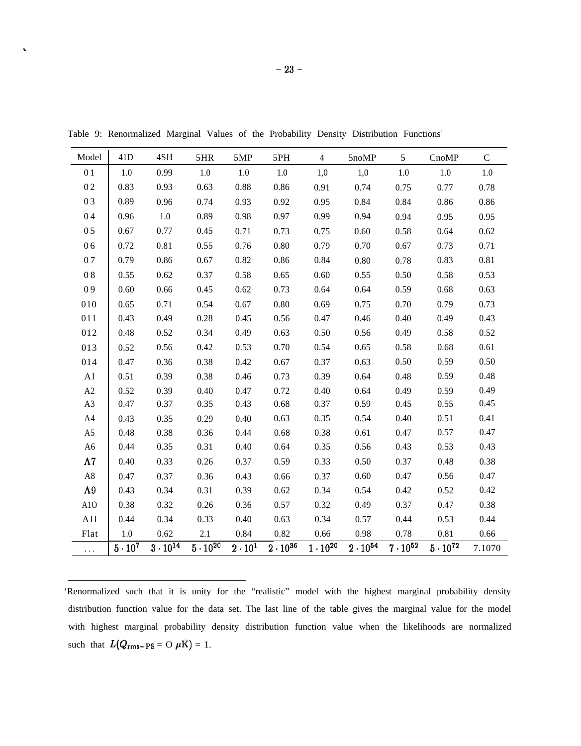Table 9: Renormalized Marginal Values of the Probability Density Distribution Functions[a]

| Model | 41D | 4SH | 5HR | 5MP | 5PH | 4 | 5noMP | 5 | CnoMP | C |
|---|---|---|---|---|---|---|---|---|---|---|
| 01 | 1.0 | 0.99 | 1.0 | 1.0 | 1.0 | 1,0 | 1,0 | 1.0 | 1.0 | 1.0 |
| 02 | 0.83 | 0.93 | 0.63 | 0.88 | 0.86 | 0.91 | 0.74 | 0.75 | 0.77 | 0.78 |
| 03 | 0.89 | 0.96 | 0.74 | 0.93 | 0.92 | 0.95 | 0.84 | 0.84 | 0.86 | 0.86 |
| 04 | 0.96 | 1.0 | 0.89 | 0.98 | 0.97 | 0.99 | 0.94 | 0.94 | 0.95 | 0.95 |
| 05 | 0.67 | 0.77 | 0.45 | 0.71 | 0.73 | 0.75 | 0.60 | 0.58 | 0.64 | 0.62 |
| 06 | 0.72 | 0.81 | 0.55 | 0.76 | 0.80 | 0.79 | 0.70 | 0.67 | 0.73 | 0.71 |
| 07 | 0.79 | 0.86 | 0.67 | 0.82 | 0.86 | 0.84 | 0.80 | 0.78 | 0.83 | 0.81 |
| 08 | 0.55 | 0.62 | 0.37 | 0.58 | 0.65 | 0.60 | 0.55 | 0.50 | 0.58 | 0.53 |
| 09 | 0.60 | 0.66 | 0.45 | 0.62 | 0.73 | 0.64 | 0.64 | 0.59 | 0.68 | 0.63 |
| 010 | 0.65 | 0.71 | 0.54 | 0.67 | 0.80 | 0.69 | 0.75 | 0.70 | 0.79 | 0.73 |
| 011 | 0.43 | 0.49 | 0.28 | 0.45 | 0.56 | 0.47 | 0.46 | 0.40 | 0.49 | 0.43 |
| 012 | 0.48 | 0.52 | 0.34 | 0.49 | 0.63 | 0.50 | 0.56 | 0.49 | 0.58 | 0.52 |
| 013 | 0.52 | 0.56 | 0.42 | 0.53 | 0.70 | 0.54 | 0.65 | 0.58 | 0.68 | 0.61 |
| 014 | 0.47 | 0.36 | 0.38 | 0.42 | 0.67 | 0.37 | 0.63 | 0.50 | 0.59 | 0.50 |
| A1 | 0.51 | 0.39 | 0.38 | 0.46 | 0.73 | 0.39 | 0.64 | 0.48 | 0.59 | 0.48 |
| A2 | 0.52 | 0.39 | 0.40 | 0.47 | 0.72 | 0.40 | 0.64 | 0.49 | 0.59 | 0.49 |
| A3 | 0.47 | 0.37 | 0.35 | 0.43 | 0.68 | 0.37 | 0.59 | 0.45 | 0.55 | 0.45 |
| A4 | 0.43 | 0.35 | 0.29 | 0.40 | 0.63 | 0.35 | 0.54 | 0.40 | 0.51 | 0.41 |
| A5 | 0.48 | 0.38 | 0.36 | 0.44 | 0.68 | 0.38 | 0.61 | 0.47 | 0.57 | 0.47 |
| A6 | 0.44 | 0.35 | 0.31 | 0.40 | 0.64 | 0.35 | 0.56 | 0.43 | 0.53 | 0.43 |
| A7 | 0.40 | 0.33 | 0.26 | 0.37 | 0.59 | 0.33 | 0.50 | 0.37 | 0.48 | 0.38 |
| A8 | 0.47 | 0.37 | 0.36 | 0.43 | 0.66 | 0.37 | 0.60 | 0.47 | 0.56 | 0.47 |
| A9 | 0.43 | 0.34 | 0.31 | 0.39 | 0.62 | 0.34 | 0.54 | 0.42 | 0.52 | 0.42 |
| A10 | 0.38 | 0.32 | 0.26 | 0.36 | 0.57 | 0.32 | 0.49 | 0.37 | 0.47 | 0.38 |
| A11 | 0.44 | 0.34 | 0.33 | 0.40 | 0.63 | 0.34 | 0.57 | 0.44 | 0.53 | 0.44 |
| Flat | 1.0 | 0.62 | 2.1 | 0.84 | 0.82 | 0.66 | 0.98 | 0.78 | 0.81 | 0.66 |
| ... | $5 \cdot 10^{7}$ | $3 \cdot 10^{14}$ | $5 \cdot 10^{20}$ | $2 \cdot 10^{1}$ | $2 \cdot 10^{36}$ | $1 \cdot 10^{20}$ | $2 \cdot 10^{54}$ | $7 \cdot 10^{52}$ | $5 \cdot 10^{72}$ | 7.1070 |

[a]Renormalized such that it is unity for the "realistic" model with the highest marginal probability density distribution function value for the data set. The last line of the table gives the marginal value for the model with highest marginal probability density distribution function value when the likelihoods are normalized such that $L(Q_{\rm rms-PS} = 0\ \mu{\rm K}) = 1$.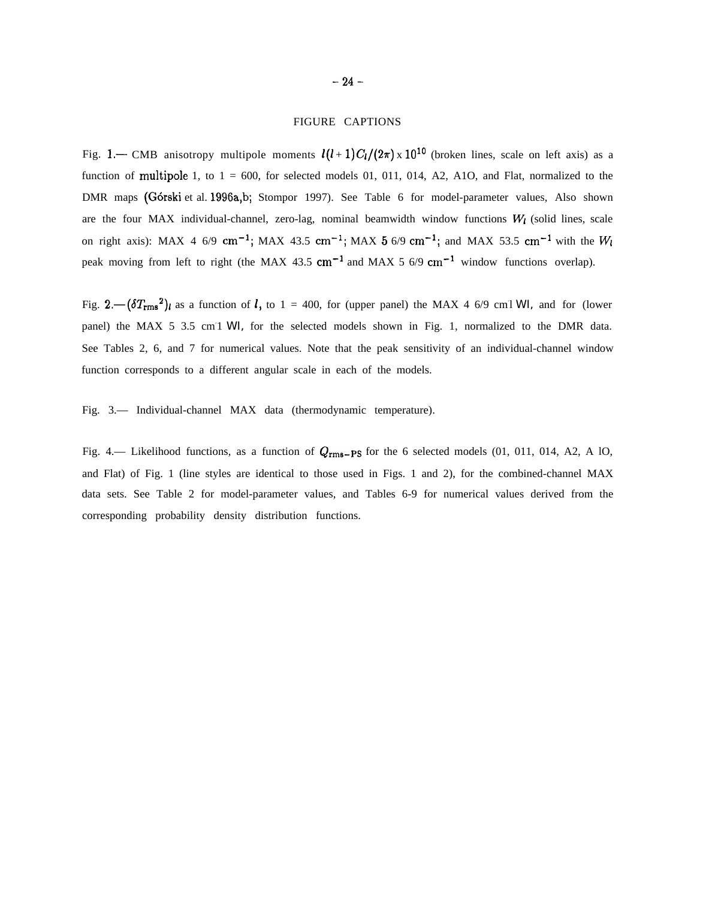FIGURE CAPTIONS

Fig. 1.— CMB anisotropy multipole moments $l(l+1)C_l/(2\pi) \times 10^{10}$ (broken lines, scale on left axis) as a function of multipole 1, to 1 = 600, for selected models 01, 011, 014, A2, A1O, and Flat, normalized to the DMR maps (Górski et al. 1996a,b; Stompor 1997). See Table 6 for model-parameter values, Also shown are the four MAX individual-channel, zero-lag, nominal beamwidth window functions $W_l$ (solid lines, scale on right axis): MAX 4 6/9 $\mathrm{cm}^{-1}$; MAX 43.5 $\mathrm{cm}^{-1}$; MAX 5 6/9 $\mathrm{cm}^{-1}$; and MAX 53.5 $\mathrm{cm}^{-1}$ with the $W_l$ peak moving from left to right (the MAX 43.5 $\mathrm{cm}^{-1}$ and MAX 5 6/9 $\mathrm{cm}^{-1}$ window functions overlap).

Fig. 2.— $(\delta T_{\mathrm{rms}}{}^2)_l$ as a function of $l$, to 1 = 400, for (upper panel) the MAX 4 6/9 cm-1 Wl, and for (lower panel) the MAX 5 3.5 cm-1 Wl, for the selected models shown in Fig. 1, normalized to the DMR data. See Tables 2, 6, and 7 for numerical values. Note that the peak sensitivity of an individual-channel window function corresponds to a different angular scale in each of the models.

Fig. 3.— Individual-channel MAX data (thermodynamic temperature).

Fig. 4.— Likelihood functions, as a function of $Q_{\mathrm{rms-PS}}$ for the 6 selected models (01, 011, 014, A2, A lO, and Flat) of Fig. 1 (line styles are identical to those used in Figs. 1 and 2), for the combined-channel MAX data sets. See Table 2 for model-parameter values, and Tables 6-9 for numerical values derived from the corresponding probability density distribution functions.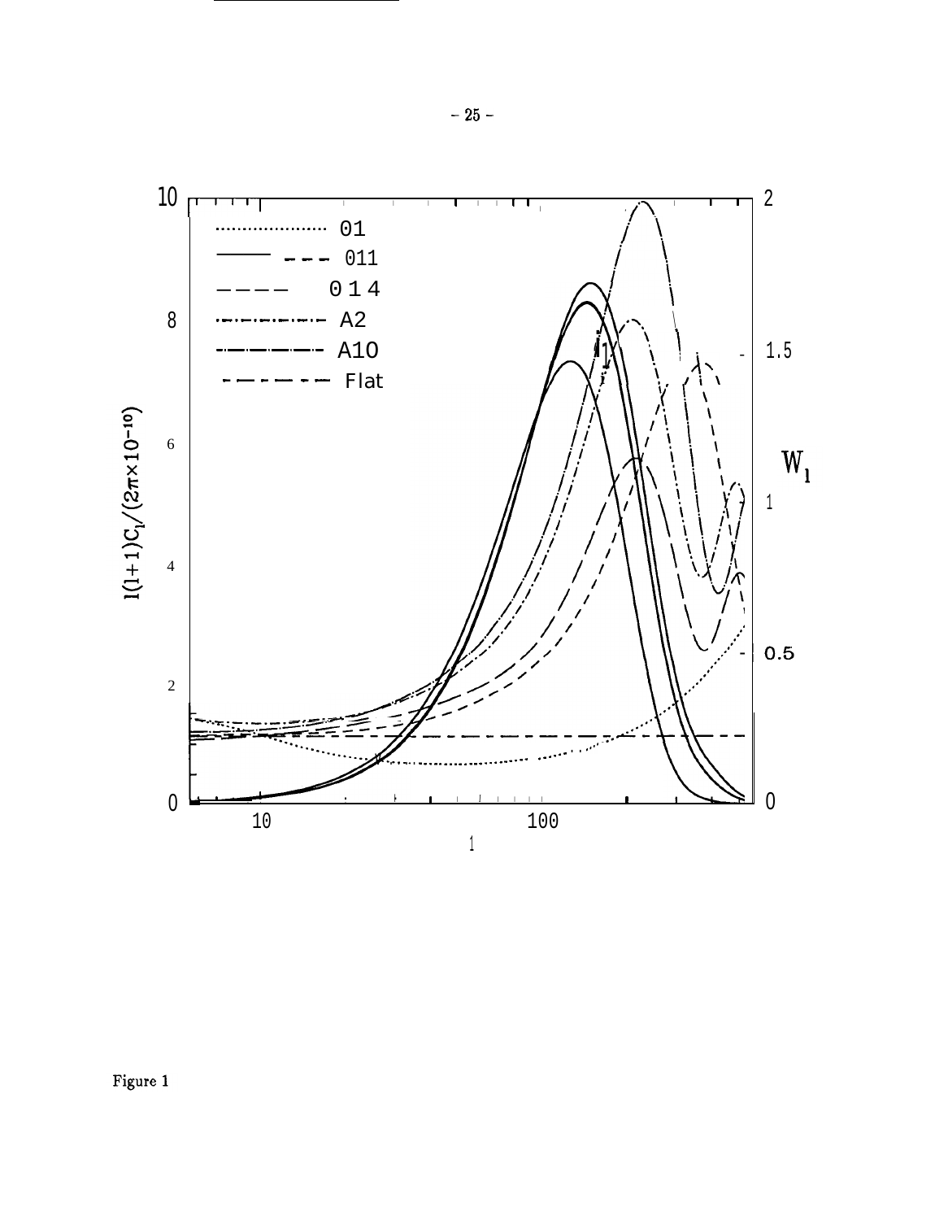Figure 1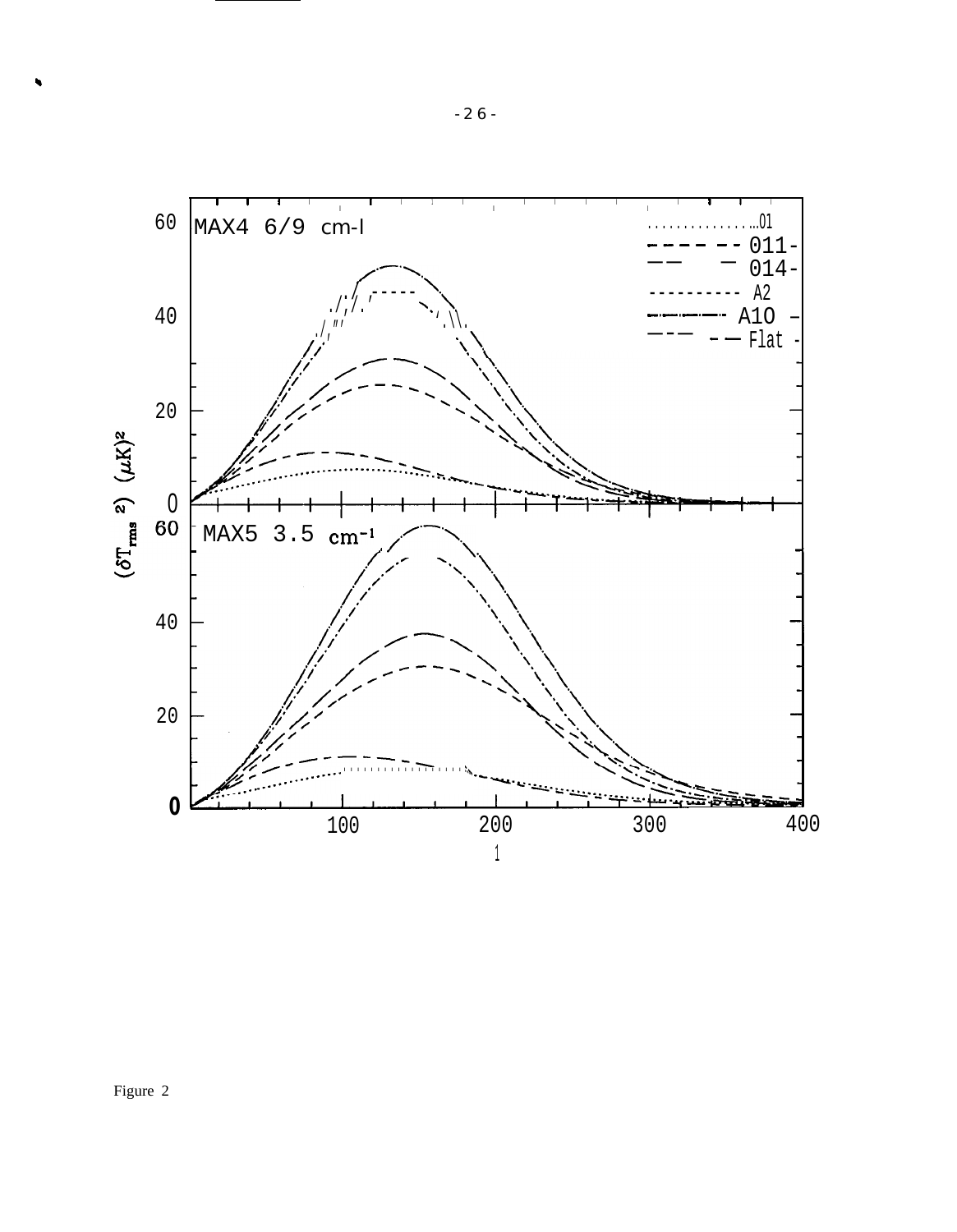60

MAX4 6/9 cm-l

01

011-

014-

A2

A10

Flat

40

20

0

$(\delta T_{rms}{}^2)$ $(\mu K)^2$

60

MAX5 3.5 $cm^{-1}$

40

20

0

100

200

300

400

l

Figure 2